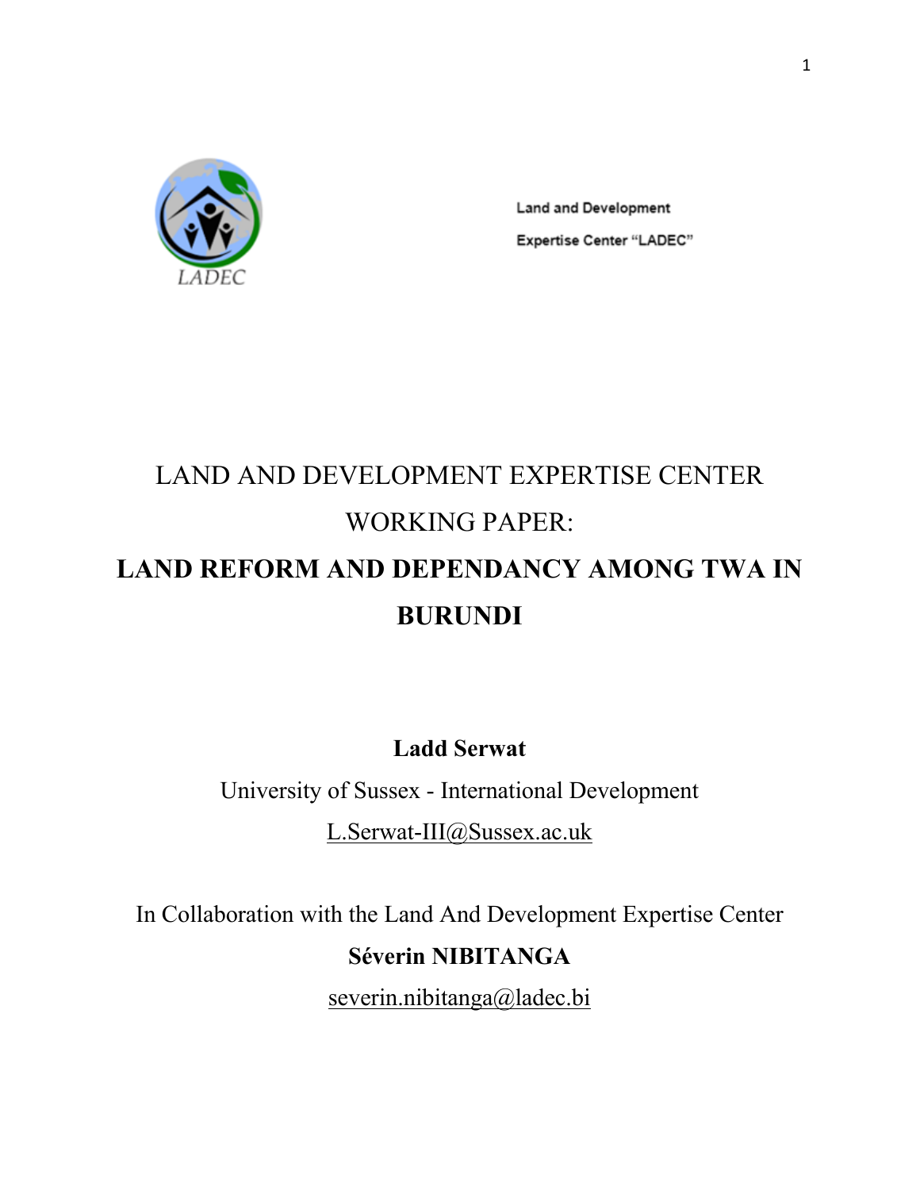Land and Development

Expertise Center "LADEC"

LAND AND DEVELOPMENT EXPERTISE CENTER

WORKING PAPER:

# LAND REFORM AND DEPENDANCY AMONG TWA IN BURUNDI

**Ladd Serwat**

University of Sussex - International Development

L.Serwat-III@Sussex.ac.uk

In Collaboration with the Land And Development Expertise Center

**Séverin NIBITANGA**

severin.nibitanga@ladec.bi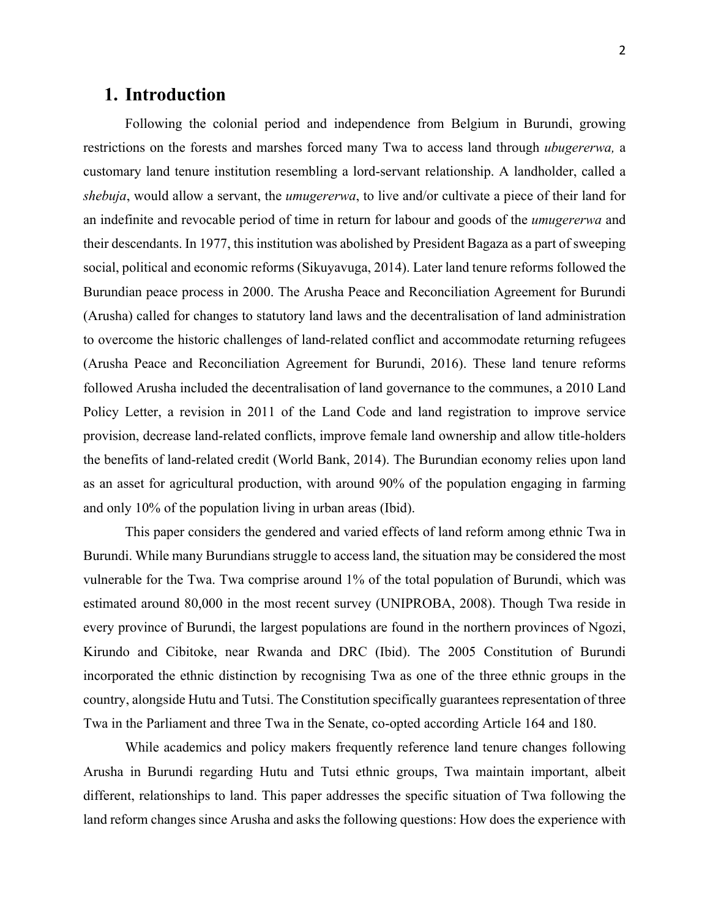# 1. Introduction

Following the colonial period and independence from Belgium in Burundi, growing restrictions on the forests and marshes forced many Twa to access land through *ubugererwa,* a customary land tenure institution resembling a lord-servant relationship. A landholder, called a *shebuja*, would allow a servant, the *umugererwa*, to live and/or cultivate a piece of their land for an indefinite and revocable period of time in return for labour and goods of the *umugererwa* and their descendants. In 1977, this institution was abolished by President Bagaza as a part of sweeping social, political and economic reforms (Sikuyavuga, 2014). Later land tenure reforms followed the Burundian peace process in 2000. The Arusha Peace and Reconciliation Agreement for Burundi (Arusha) called for changes to statutory land laws and the decentralisation of land administration to overcome the historic challenges of land-related conflict and accommodate returning refugees (Arusha Peace and Reconciliation Agreement for Burundi, 2016). These land tenure reforms followed Arusha included the decentralisation of land governance to the communes, a 2010 Land Policy Letter, a revision in 2011 of the Land Code and land registration to improve service provision, decrease land-related conflicts, improve female land ownership and allow title-holders the benefits of land-related credit (World Bank, 2014). The Burundian economy relies upon land as an asset for agricultural production, with around 90% of the population engaging in farming and only 10% of the population living in urban areas (Ibid).

This paper considers the gendered and varied effects of land reform among ethnic Twa in Burundi. While many Burundians struggle to access land, the situation may be considered the most vulnerable for the Twa. Twa comprise around 1% of the total population of Burundi, which was estimated around 80,000 in the most recent survey (UNIPROBA, 2008). Though Twa reside in every province of Burundi, the largest populations are found in the northern provinces of Ngozi, Kirundo and Cibitoke, near Rwanda and DRC (Ibid). The 2005 Constitution of Burundi incorporated the ethnic distinction by recognising Twa as one of the three ethnic groups in the country, alongside Hutu and Tutsi. The Constitution specifically guarantees representation of three Twa in the Parliament and three Twa in the Senate, co-opted according Article 164 and 180.

While academics and policy makers frequently reference land tenure changes following Arusha in Burundi regarding Hutu and Tutsi ethnic groups, Twa maintain important, albeit different, relationships to land. This paper addresses the specific situation of Twa following the land reform changes since Arusha and asks the following questions: How does the experience with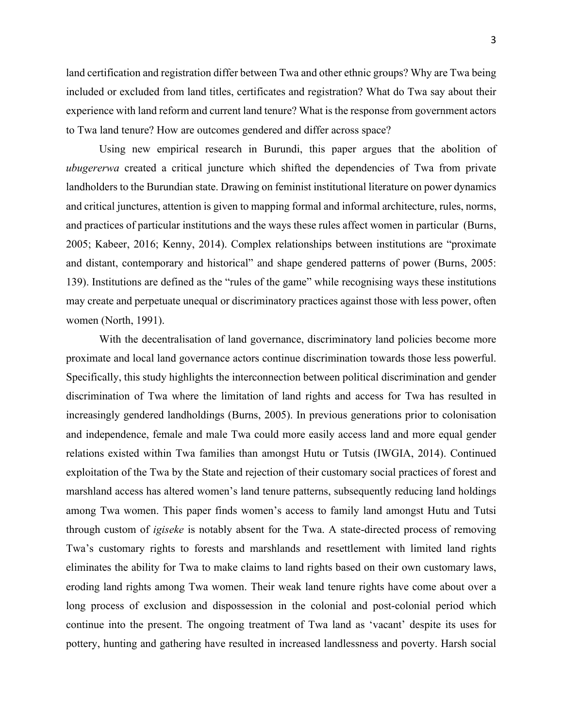land certification and registration differ between Twa and other ethnic groups? Why are Twa being included or excluded from land titles, certificates and registration? What do Twa say about their experience with land reform and current land tenure? What is the response from government actors to Twa land tenure? How are outcomes gendered and differ across space?

Using new empirical research in Burundi, this paper argues that the abolition of *ubugererwa* created a critical juncture which shifted the dependencies of Twa from private landholders to the Burundian state. Drawing on feminist institutional literature on power dynamics and critical junctures, attention is given to mapping formal and informal architecture, rules, norms, and practices of particular institutions and the ways these rules affect women in particular (Burns, 2005; Kabeer, 2016; Kenny, 2014). Complex relationships between institutions are "proximate and distant, contemporary and historical" and shape gendered patterns of power (Burns, 2005: 139). Institutions are defined as the "rules of the game" while recognising ways these institutions may create and perpetuate unequal or discriminatory practices against those with less power, often women (North, 1991).

With the decentralisation of land governance, discriminatory land policies become more proximate and local land governance actors continue discrimination towards those less powerful. Specifically, this study highlights the interconnection between political discrimination and gender discrimination of Twa where the limitation of land rights and access for Twa has resulted in increasingly gendered landholdings (Burns, 2005). In previous generations prior to colonisation and independence, female and male Twa could more easily access land and more equal gender relations existed within Twa families than amongst Hutu or Tutsis (IWGIA, 2014). Continued exploitation of the Twa by the State and rejection of their customary social practices of forest and marshland access has altered women's land tenure patterns, subsequently reducing land holdings among Twa women. This paper finds women's access to family land amongst Hutu and Tutsi through custom of *igiseke* is notably absent for the Twa. A state-directed process of removing Twa's customary rights to forests and marshlands and resettlement with limited land rights eliminates the ability for Twa to make claims to land rights based on their own customary laws, eroding land rights among Twa women. Their weak land tenure rights have come about over a long process of exclusion and dispossession in the colonial and post-colonial period which continue into the present. The ongoing treatment of Twa land as 'vacant' despite its uses for pottery, hunting and gathering have resulted in increased landlessness and poverty. Harsh social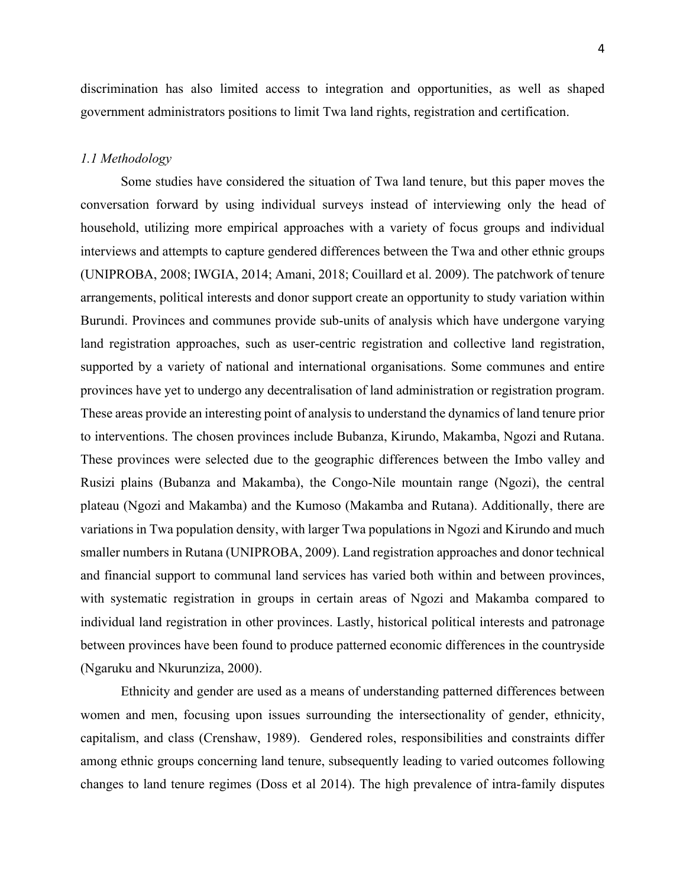discrimination has also limited access to integration and opportunities, as well as shaped government administrators positions to limit Twa land rights, registration and certification.

### *1.1 Methodology*

Some studies have considered the situation of Twa land tenure, but this paper moves the conversation forward by using individual surveys instead of interviewing only the head of household, utilizing more empirical approaches with a variety of focus groups and individual interviews and attempts to capture gendered differences between the Twa and other ethnic groups (UNIPROBA, 2008; IWGIA, 2014; Amani, 2018; Couillard et al. 2009). The patchwork of tenure arrangements, political interests and donor support create an opportunity to study variation within Burundi. Provinces and communes provide sub-units of analysis which have undergone varying land registration approaches, such as user-centric registration and collective land registration, supported by a variety of national and international organisations. Some communes and entire provinces have yet to undergo any decentralisation of land administration or registration program. These areas provide an interesting point of analysis to understand the dynamics of land tenure prior to interventions. The chosen provinces include Bubanza, Kirundo, Makamba, Ngozi and Rutana. These provinces were selected due to the geographic differences between the Imbo valley and Rusizi plains (Bubanza and Makamba), the Congo-Nile mountain range (Ngozi), the central plateau (Ngozi and Makamba) and the Kumoso (Makamba and Rutana). Additionally, there are variations in Twa population density, with larger Twa populations in Ngozi and Kirundo and much smaller numbers in Rutana (UNIPROBA, 2009). Land registration approaches and donor technical and financial support to communal land services has varied both within and between provinces, with systematic registration in groups in certain areas of Ngozi and Makamba compared to individual land registration in other provinces. Lastly, historical political interests and patronage between provinces have been found to produce patterned economic differences in the countryside (Ngaruku and Nkurunziza, 2000).

Ethnicity and gender are used as a means of understanding patterned differences between women and men, focusing upon issues surrounding the intersectionality of gender, ethnicity, capitalism, and class (Crenshaw, 1989). Gendered roles, responsibilities and constraints differ among ethnic groups concerning land tenure, subsequently leading to varied outcomes following changes to land tenure regimes (Doss et al 2014). The high prevalence of intra-family disputes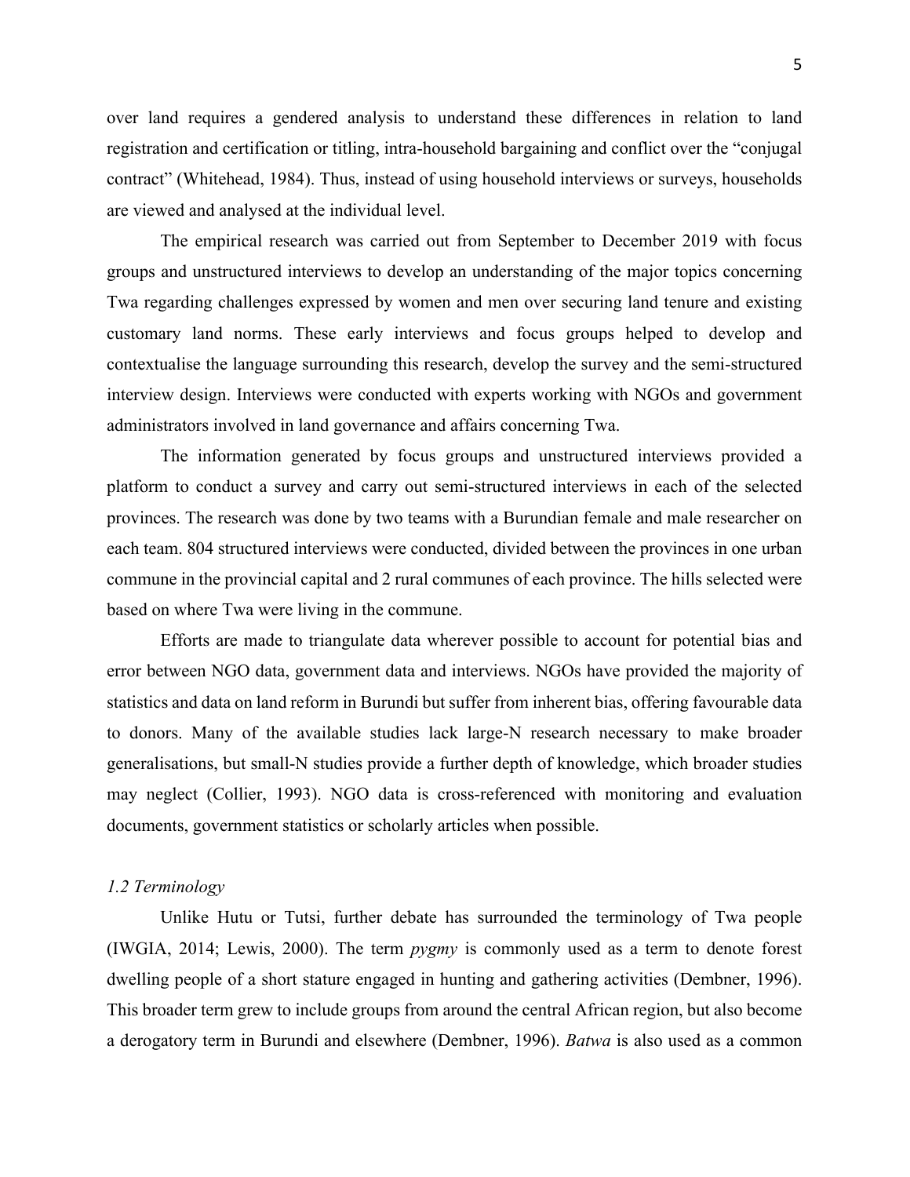over land requires a gendered analysis to understand these differences in relation to land registration and certification or titling, intra-household bargaining and conflict over the "conjugal contract" (Whitehead, 1984). Thus, instead of using household interviews or surveys, households are viewed and analysed at the individual level.

The empirical research was carried out from September to December 2019 with focus groups and unstructured interviews to develop an understanding of the major topics concerning Twa regarding challenges expressed by women and men over securing land tenure and existing customary land norms. These early interviews and focus groups helped to develop and contextualise the language surrounding this research, develop the survey and the semi-structured interview design. Interviews were conducted with experts working with NGOs and government administrators involved in land governance and affairs concerning Twa.

The information generated by focus groups and unstructured interviews provided a platform to conduct a survey and carry out semi-structured interviews in each of the selected provinces. The research was done by two teams with a Burundian female and male researcher on each team. 804 structured interviews were conducted, divided between the provinces in one urban commune in the provincial capital and 2 rural communes of each province. The hills selected were based on where Twa were living in the commune.

Efforts are made to triangulate data wherever possible to account for potential bias and error between NGO data, government data and interviews. NGOs have provided the majority of statistics and data on land reform in Burundi but suffer from inherent bias, offering favourable data to donors. Many of the available studies lack large-N research necessary to make broader generalisations, but small-N studies provide a further depth of knowledge, which broader studies may neglect (Collier, 1993). NGO data is cross-referenced with monitoring and evaluation documents, government statistics or scholarly articles when possible.

### *1.2 Terminology*

Unlike Hutu or Tutsi, further debate has surrounded the terminology of Twa people (IWGIA, 2014; Lewis, 2000). The term *pygmy* is commonly used as a term to denote forest dwelling people of a short stature engaged in hunting and gathering activities (Dembner, 1996). This broader term grew to include groups from around the central African region, but also become a derogatory term in Burundi and elsewhere (Dembner, 1996). *Batwa* is also used as a common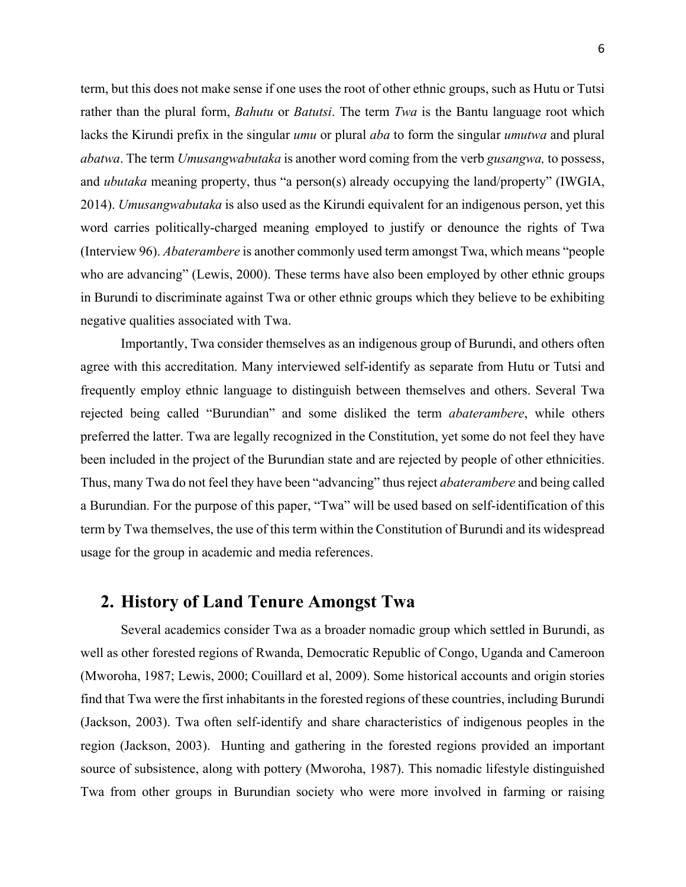term, but this does not make sense if one uses the root of other ethnic groups, such as Hutu or Tutsi rather than the plural form, *Bahutu* or *Batutsi*. The term *Twa* is the Bantu language root which lacks the Kirundi prefix in the singular *umu* or plural *aba* to form the singular *umutwa* and plural *abatwa*. The term *Umusangwabutaka* is another word coming from the verb *gusangwa,* to possess, and *ubutaka* meaning property, thus "a person(s) already occupying the land/property" (IWGIA, 2014). *Umusangwabutaka* is also used as the Kirundi equivalent for an indigenous person, yet this word carries politically-charged meaning employed to justify or denounce the rights of Twa (Interview 96). *Abaterambere* is another commonly used term amongst Twa, which means "people who are advancing" (Lewis, 2000). These terms have also been employed by other ethnic groups in Burundi to discriminate against Twa or other ethnic groups which they believe to be exhibiting negative qualities associated with Twa.

Importantly, Twa consider themselves as an indigenous group of Burundi, and others often agree with this accreditation. Many interviewed self-identify as separate from Hutu or Tutsi and frequently employ ethnic language to distinguish between themselves and others. Several Twa rejected being called "Burundian" and some disliked the term *abaterambere*, while others preferred the latter. Twa are legally recognized in the Constitution, yet some do not feel they have been included in the project of the Burundian state and are rejected by people of other ethnicities. Thus, many Twa do not feel they have been "advancing" thus reject *abaterambere* and being called a Burundian. For the purpose of this paper, "Twa" will be used based on self-identification of this term by Twa themselves, the use of this term within the Constitution of Burundi and its widespread usage for the group in academic and media references.

## 2. History of Land Tenure Amongst Twa

Several academics consider Twa as a broader nomadic group which settled in Burundi, as well as other forested regions of Rwanda, Democratic Republic of Congo, Uganda and Cameroon (Mworoha, 1987; Lewis, 2000; Couillard et al, 2009). Some historical accounts and origin stories find that Twa were the first inhabitants in the forested regions of these countries, including Burundi (Jackson, 2003). Twa often self-identify and share characteristics of indigenous peoples in the region (Jackson, 2003). Hunting and gathering in the forested regions provided an important source of subsistence, along with pottery (Mworoha, 1987). This nomadic lifestyle distinguished Twa from other groups in Burundian society who were more involved in farming or raising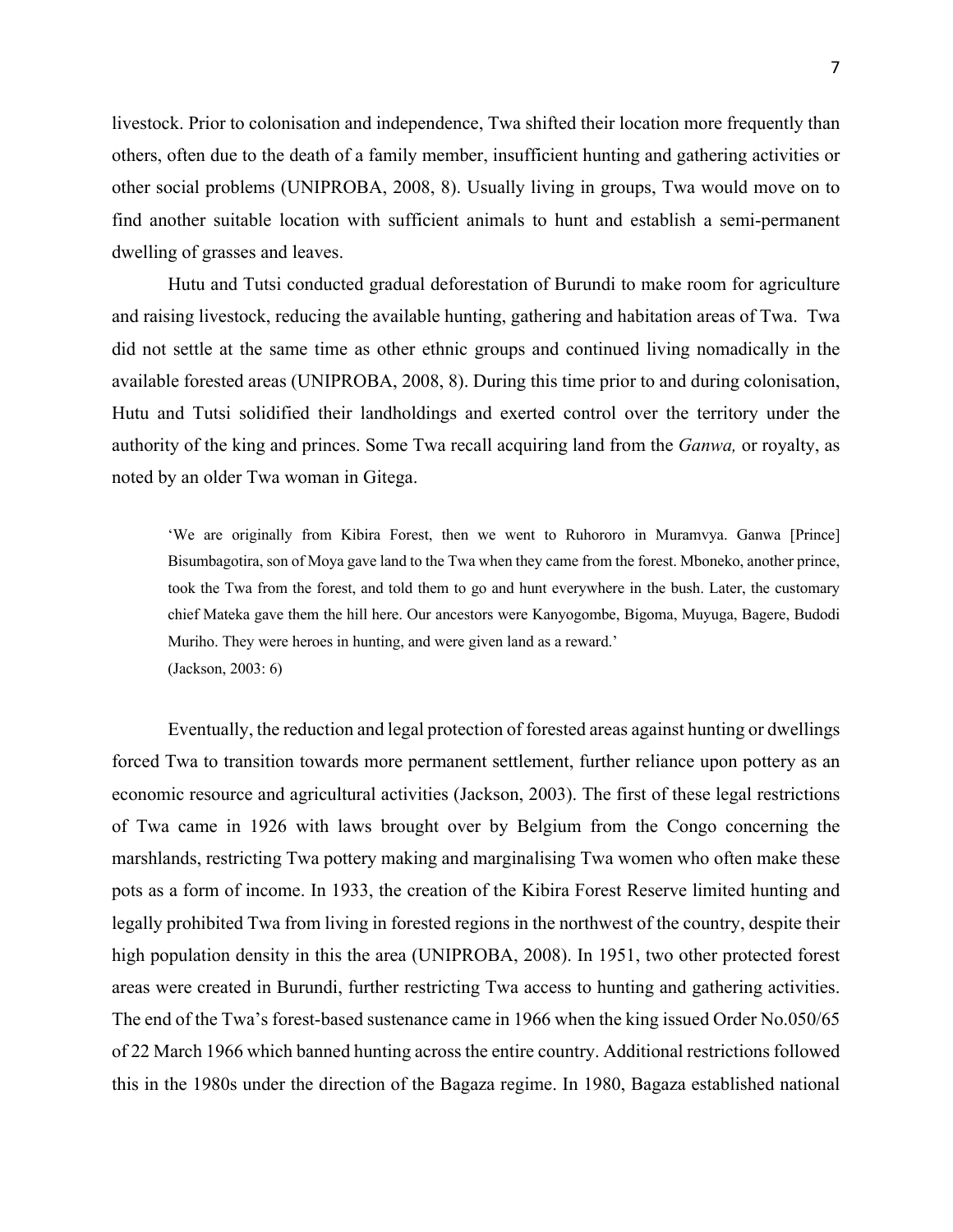livestock. Prior to colonisation and independence, Twa shifted their location more frequently than others, often due to the death of a family member, insufficient hunting and gathering activities or other social problems (UNIPROBA, 2008, 8). Usually living in groups, Twa would move on to find another suitable location with sufficient animals to hunt and establish a semi-permanent dwelling of grasses and leaves.

Hutu and Tutsi conducted gradual deforestation of Burundi to make room for agriculture and raising livestock, reducing the available hunting, gathering and habitation areas of Twa. Twa did not settle at the same time as other ethnic groups and continued living nomadically in the available forested areas (UNIPROBA, 2008, 8). During this time prior to and during colonisation, Hutu and Tutsi solidified their landholdings and exerted control over the territory under the authority of the king and princes. Some Twa recall acquiring land from the *Ganwa,* or royalty, as noted by an older Twa woman in Gitega.

> 'We are originally from Kibira Forest, then we went to Ruhororo in Muramvya. Ganwa [Prince] Bisumbagotira, son of Moya gave land to the Twa when they came from the forest. Mboneko, another prince, took the Twa from the forest, and told them to go and hunt everywhere in the bush. Later, the customary chief Mateka gave them the hill here. Our ancestors were Kanyogombe, Bigoma, Muyuga, Bagere, Budodi Muriho. They were heroes in hunting, and were given land as a reward.'
> (Jackson, 2003: 6)

Eventually, the reduction and legal protection of forested areas against hunting or dwellings forced Twa to transition towards more permanent settlement, further reliance upon pottery as an economic resource and agricultural activities (Jackson, 2003). The first of these legal restrictions of Twa came in 1926 with laws brought over by Belgium from the Congo concerning the marshlands, restricting Twa pottery making and marginalising Twa women who often make these pots as a form of income. In 1933, the creation of the Kibira Forest Reserve limited hunting and legally prohibited Twa from living in forested regions in the northwest of the country, despite their high population density in this the area (UNIPROBA, 2008). In 1951, two other protected forest areas were created in Burundi, further restricting Twa access to hunting and gathering activities. The end of the Twa's forest-based sustenance came in 1966 when the king issued Order No.050/65 of 22 March 1966 which banned hunting across the entire country. Additional restrictions followed this in the 1980s under the direction of the Bagaza regime. In 1980, Bagaza established national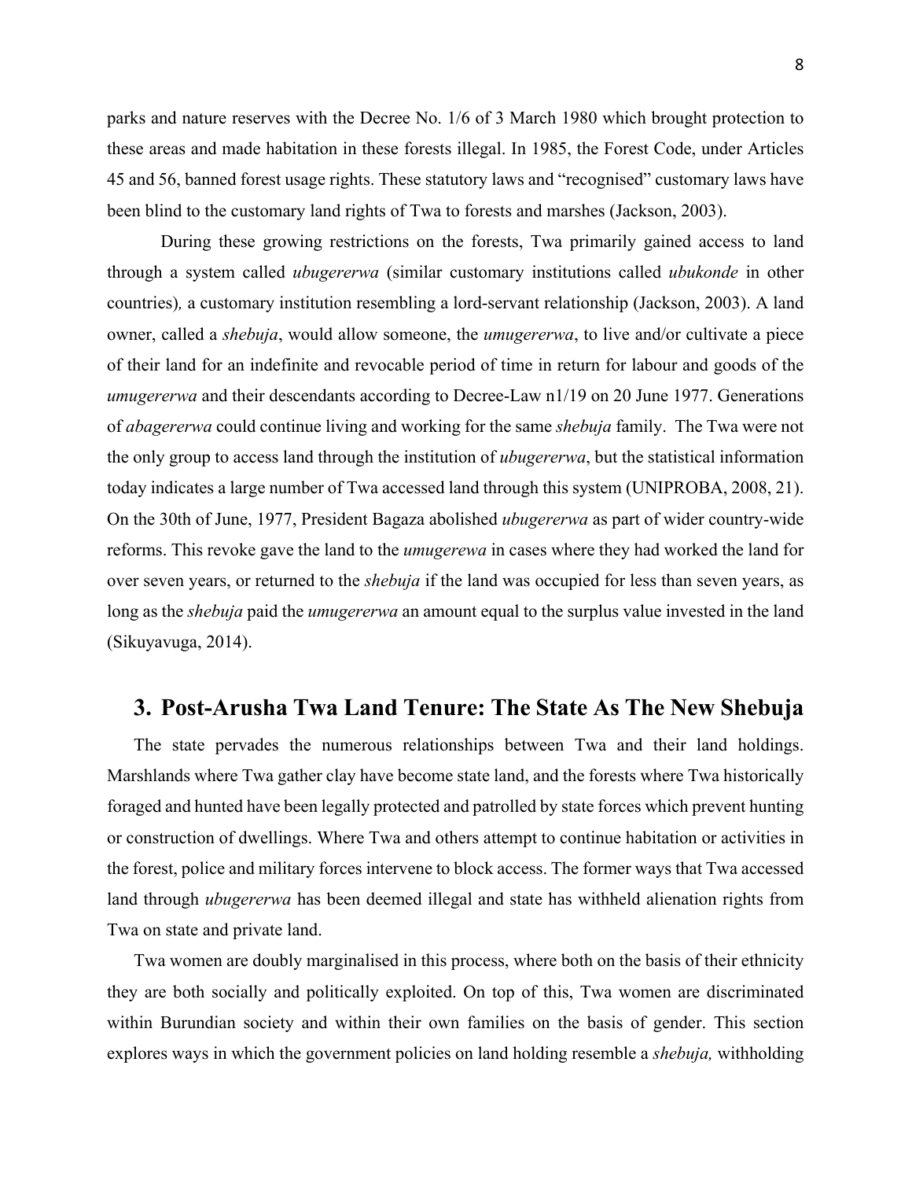parks and nature reserves with the Decree No. 1/6 of 3 March 1980 which brought protection to these areas and made habitation in these forests illegal. In 1985, the Forest Code, under Articles 45 and 56, banned forest usage rights. These statutory laws and "recognised" customary laws have been blind to the customary land rights of Twa to forests and marshes (Jackson, 2003).

During these growing restrictions on the forests, Twa primarily gained access to land through a system called *ubugererwa* (similar customary institutions called *ubukonde* in other countries), a customary institution resembling a lord-servant relationship (Jackson, 2003). A land owner, called a *shebuja*, would allow someone, the *umugererwa*, to live and/or cultivate a piece of their land for an indefinite and revocable period of time in return for labour and goods of the *umugererwa* and their descendants according to Decree-Law n1/19 on 20 June 1977. Generations of *abagererwa* could continue living and working for the same *shebuja* family. The Twa were not the only group to access land through the institution of *ubugererwa*, but the statistical information today indicates a large number of Twa accessed land through this system (UNIPROBA, 2008, 21). On the 30th of June, 1977, President Bagaza abolished *ubugererwa* as part of wider country-wide reforms. This revoke gave the land to the *umugerewa* in cases where they had worked the land for over seven years, or returned to the *shebuja* if the land was occupied for less than seven years, as long as the *shebuja* paid the *umugererwa* an amount equal to the surplus value invested in the land (Sikuyavuga, 2014).

## 3. Post-Arusha Twa Land Tenure: The State As The New Shebuja

The state pervades the numerous relationships between Twa and their land holdings. Marshlands where Twa gather clay have become state land, and the forests where Twa historically foraged and hunted have been legally protected and patrolled by state forces which prevent hunting or construction of dwellings. Where Twa and others attempt to continue habitation or activities in the forest, police and military forces intervene to block access. The former ways that Twa accessed land through *ubugererwa* has been deemed illegal and state has withheld alienation rights from Twa on state and private land.

Twa women are doubly marginalised in this process, where both on the basis of their ethnicity they are both socially and politically exploited. On top of this, Twa women are discriminated within Burundian society and within their own families on the basis of gender. This section explores ways in which the government policies on land holding resemble a *shebuja,* withholding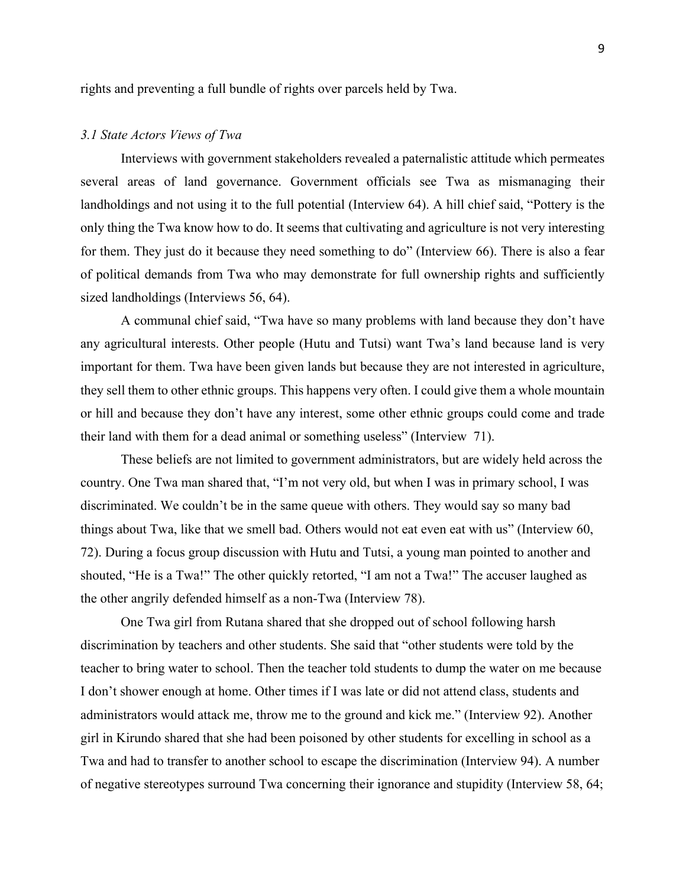rights and preventing a full bundle of rights over parcels held by Twa.

### *3.1 State Actors Views of Twa*

Interviews with government stakeholders revealed a paternalistic attitude which permeates several areas of land governance. Government officials see Twa as mismanaging their landholdings and not using it to the full potential (Interview 64). A hill chief said, "Pottery is the only thing the Twa know how to do. It seems that cultivating and agriculture is not very interesting for them. They just do it because they need something to do" (Interview 66). There is also a fear of political demands from Twa who may demonstrate for full ownership rights and sufficiently sized landholdings (Interviews 56, 64).

A communal chief said, "Twa have so many problems with land because they don't have any agricultural interests. Other people (Hutu and Tutsi) want Twa's land because land is very important for them. Twa have been given lands but because they are not interested in agriculture, they sell them to other ethnic groups. This happens very often. I could give them a whole mountain or hill and because they don't have any interest, some other ethnic groups could come and trade their land with them for a dead animal or something useless" (Interview 71).

These beliefs are not limited to government administrators, but are widely held across the country. One Twa man shared that, "I'm not very old, but when I was in primary school, I was discriminated. We couldn't be in the same queue with others. They would say so many bad things about Twa, like that we smell bad. Others would not eat even eat with us" (Interview 60, 72). During a focus group discussion with Hutu and Tutsi, a young man pointed to another and shouted, "He is a Twa!" The other quickly retorted, "I am not a Twa!" The accuser laughed as the other angrily defended himself as a non-Twa (Interview 78).

One Twa girl from Rutana shared that she dropped out of school following harsh discrimination by teachers and other students. She said that "other students were told by the teacher to bring water to school. Then the teacher told students to dump the water on me because I don't shower enough at home. Other times if I was late or did not attend class, students and administrators would attack me, throw me to the ground and kick me." (Interview 92). Another girl in Kirundo shared that she had been poisoned by other students for excelling in school as a Twa and had to transfer to another school to escape the discrimination (Interview 94). A number of negative stereotypes surround Twa concerning their ignorance and stupidity (Interview 58, 64;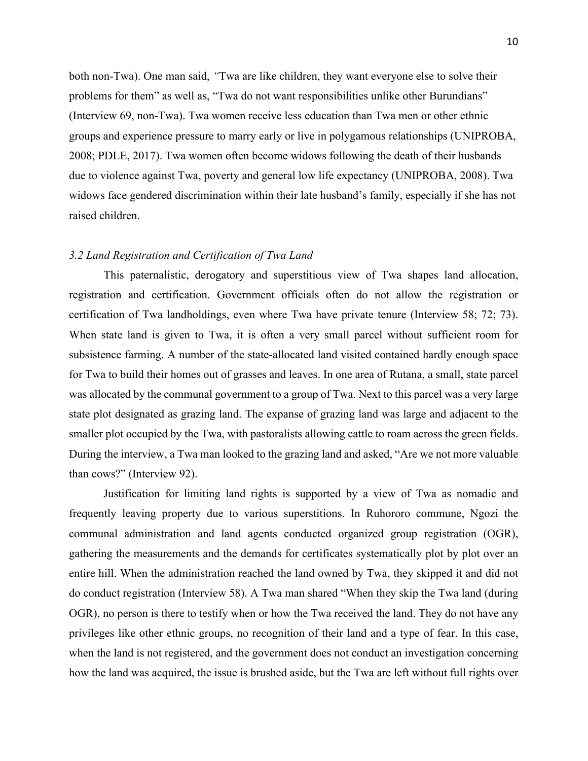both non-Twa). One man said, *"*Twa are like children, they want everyone else to solve their problems for them" as well as, "Twa do not want responsibilities unlike other Burundians" (Interview 69, non-Twa). Twa women receive less education than Twa men or other ethnic groups and experience pressure to marry early or live in polygamous relationships (UNIPROBA, 2008; PDLE, 2017). Twa women often become widows following the death of their husbands due to violence against Twa, poverty and general low life expectancy (UNIPROBA, 2008). Twa widows face gendered discrimination within their late husband's family, especially if she has not raised children.

### *3.2 Land Registration and Certification of Twa Land*

This paternalistic, derogatory and superstitious view of Twa shapes land allocation, registration and certification. Government officials often do not allow the registration or certification of Twa landholdings, even where Twa have private tenure (Interview 58; 72; 73). When state land is given to Twa, it is often a very small parcel without sufficient room for subsistence farming. A number of the state-allocated land visited contained hardly enough space for Twa to build their homes out of grasses and leaves. In one area of Rutana, a small, state parcel was allocated by the communal government to a group of Twa. Next to this parcel was a very large state plot designated as grazing land. The expanse of grazing land was large and adjacent to the smaller plot occupied by the Twa, with pastoralists allowing cattle to roam across the green fields. During the interview, a Twa man looked to the grazing land and asked, "Are we not more valuable than cows?" (Interview 92).

Justification for limiting land rights is supported by a view of Twa as nomadic and frequently leaving property due to various superstitions. In Ruhororo commune, Ngozi the communal administration and land agents conducted organized group registration (OGR), gathering the measurements and the demands for certificates systematically plot by plot over an entire hill. When the administration reached the land owned by Twa, they skipped it and did not do conduct registration (Interview 58). A Twa man shared "When they skip the Twa land (during OGR), no person is there to testify when or how the Twa received the land. They do not have any privileges like other ethnic groups, no recognition of their land and a type of fear. In this case, when the land is not registered, and the government does not conduct an investigation concerning how the land was acquired, the issue is brushed aside, but the Twa are left without full rights over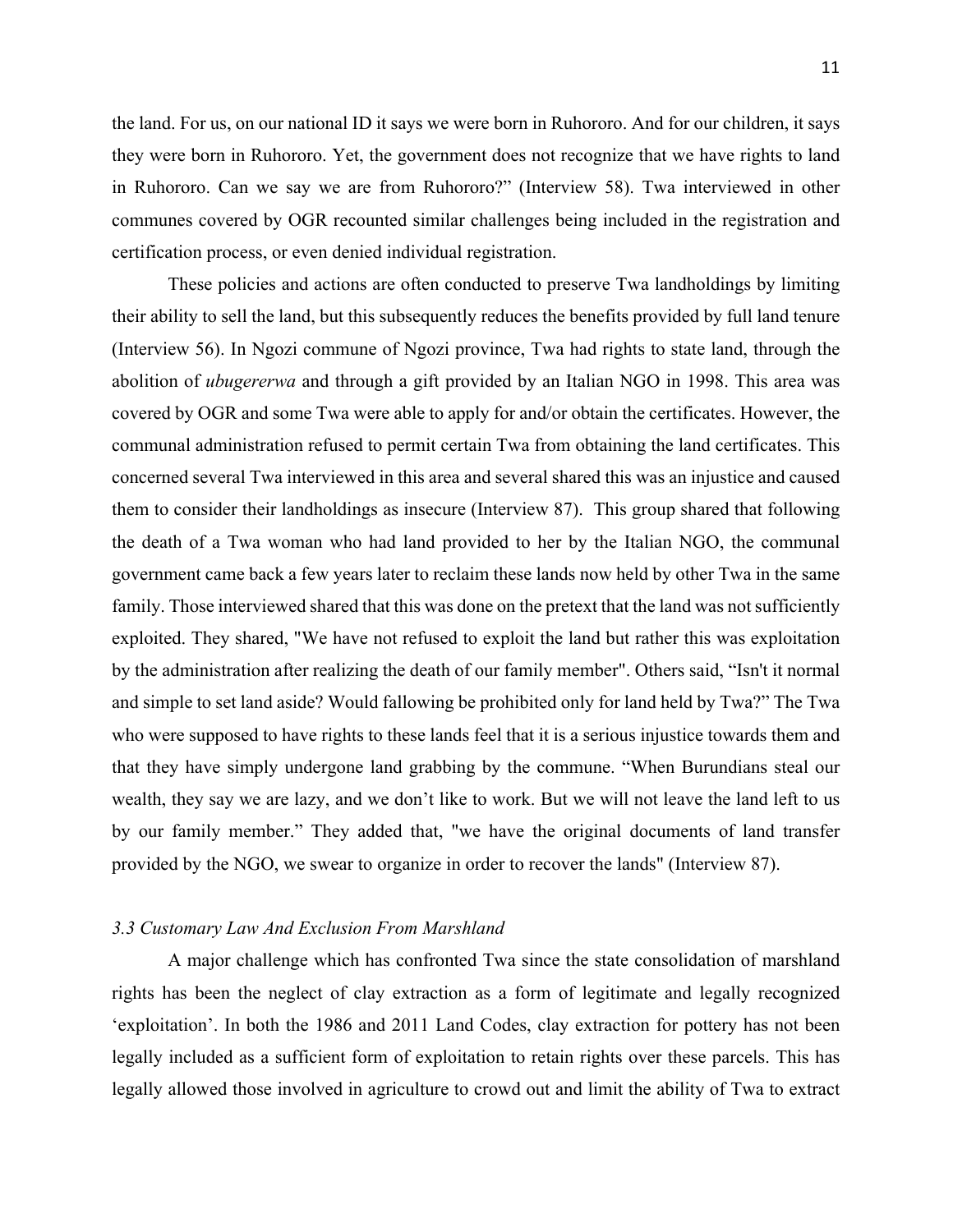the land. For us, on our national ID it says we were born in Ruhororo. And for our children, it says they were born in Ruhororo. Yet, the government does not recognize that we have rights to land in Ruhororo. Can we say we are from Ruhororo?" (Interview 58). Twa interviewed in other communes covered by OGR recounted similar challenges being included in the registration and certification process, or even denied individual registration.

These policies and actions are often conducted to preserve Twa landholdings by limiting their ability to sell the land, but this subsequently reduces the benefits provided by full land tenure (Interview 56). In Ngozi commune of Ngozi province, Twa had rights to state land, through the abolition of *ubugererwa* and through a gift provided by an Italian NGO in 1998. This area was covered by OGR and some Twa were able to apply for and/or obtain the certificates. However, the communal administration refused to permit certain Twa from obtaining the land certificates. This concerned several Twa interviewed in this area and several shared this was an injustice and caused them to consider their landholdings as insecure (Interview 87). This group shared that following the death of a Twa woman who had land provided to her by the Italian NGO, the communal government came back a few years later to reclaim these lands now held by other Twa in the same family. Those interviewed shared that this was done on the pretext that the land was not sufficiently exploited. They shared, "We have not refused to exploit the land but rather this was exploitation by the administration after realizing the death of our family member". Others said, "Isn't it normal and simple to set land aside? Would fallowing be prohibited only for land held by Twa?" The Twa who were supposed to have rights to these lands feel that it is a serious injustice towards them and that they have simply undergone land grabbing by the commune. "When Burundians steal our wealth, they say we are lazy, and we don't like to work. But we will not leave the land left to us by our family member." They added that, "we have the original documents of land transfer provided by the NGO, we swear to organize in order to recover the lands" (Interview 87).

### *3.3 Customary Law And Exclusion From Marshland*

A major challenge which has confronted Twa since the state consolidation of marshland rights has been the neglect of clay extraction as a form of legitimate and legally recognized 'exploitation'. In both the 1986 and 2011 Land Codes, clay extraction for pottery has not been legally included as a sufficient form of exploitation to retain rights over these parcels. This has legally allowed those involved in agriculture to crowd out and limit the ability of Twa to extract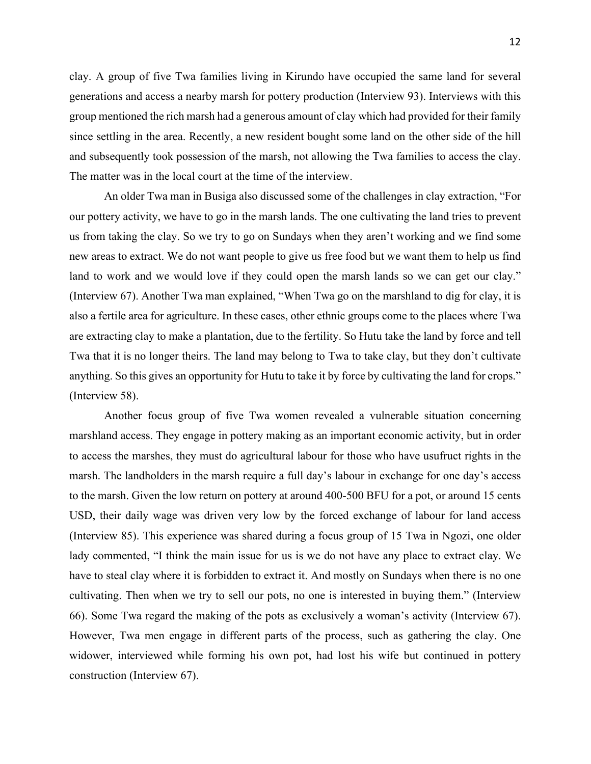clay. A group of five Twa families living in Kirundo have occupied the same land for several generations and access a nearby marsh for pottery production (Interview 93). Interviews with this group mentioned the rich marsh had a generous amount of clay which had provided for their family since settling in the area. Recently, a new resident bought some land on the other side of the hill and subsequently took possession of the marsh, not allowing the Twa families to access the clay. The matter was in the local court at the time of the interview.

An older Twa man in Busiga also discussed some of the challenges in clay extraction, "For our pottery activity, we have to go in the marsh lands. The one cultivating the land tries to prevent us from taking the clay. So we try to go on Sundays when they aren't working and we find some new areas to extract. We do not want people to give us free food but we want them to help us find land to work and we would love if they could open the marsh lands so we can get our clay." (Interview 67). Another Twa man explained, "When Twa go on the marshland to dig for clay, it is also a fertile area for agriculture. In these cases, other ethnic groups come to the places where Twa are extracting clay to make a plantation, due to the fertility. So Hutu take the land by force and tell Twa that it is no longer theirs. The land may belong to Twa to take clay, but they don't cultivate anything. So this gives an opportunity for Hutu to take it by force by cultivating the land for crops." (Interview 58).

Another focus group of five Twa women revealed a vulnerable situation concerning marshland access. They engage in pottery making as an important economic activity, but in order to access the marshes, they must do agricultural labour for those who have usufruct rights in the marsh. The landholders in the marsh require a full day's labour in exchange for one day's access to the marsh. Given the low return on pottery at around 400-500 BFU for a pot, or around 15 cents USD, their daily wage was driven very low by the forced exchange of labour for land access (Interview 85). This experience was shared during a focus group of 15 Twa in Ngozi, one older lady commented, "I think the main issue for us is we do not have any place to extract clay. We have to steal clay where it is forbidden to extract it. And mostly on Sundays when there is no one cultivating. Then when we try to sell our pots, no one is interested in buying them." (Interview 66). Some Twa regard the making of the pots as exclusively a woman's activity (Interview 67). However, Twa men engage in different parts of the process, such as gathering the clay. One widower, interviewed while forming his own pot, had lost his wife but continued in pottery construction (Interview 67).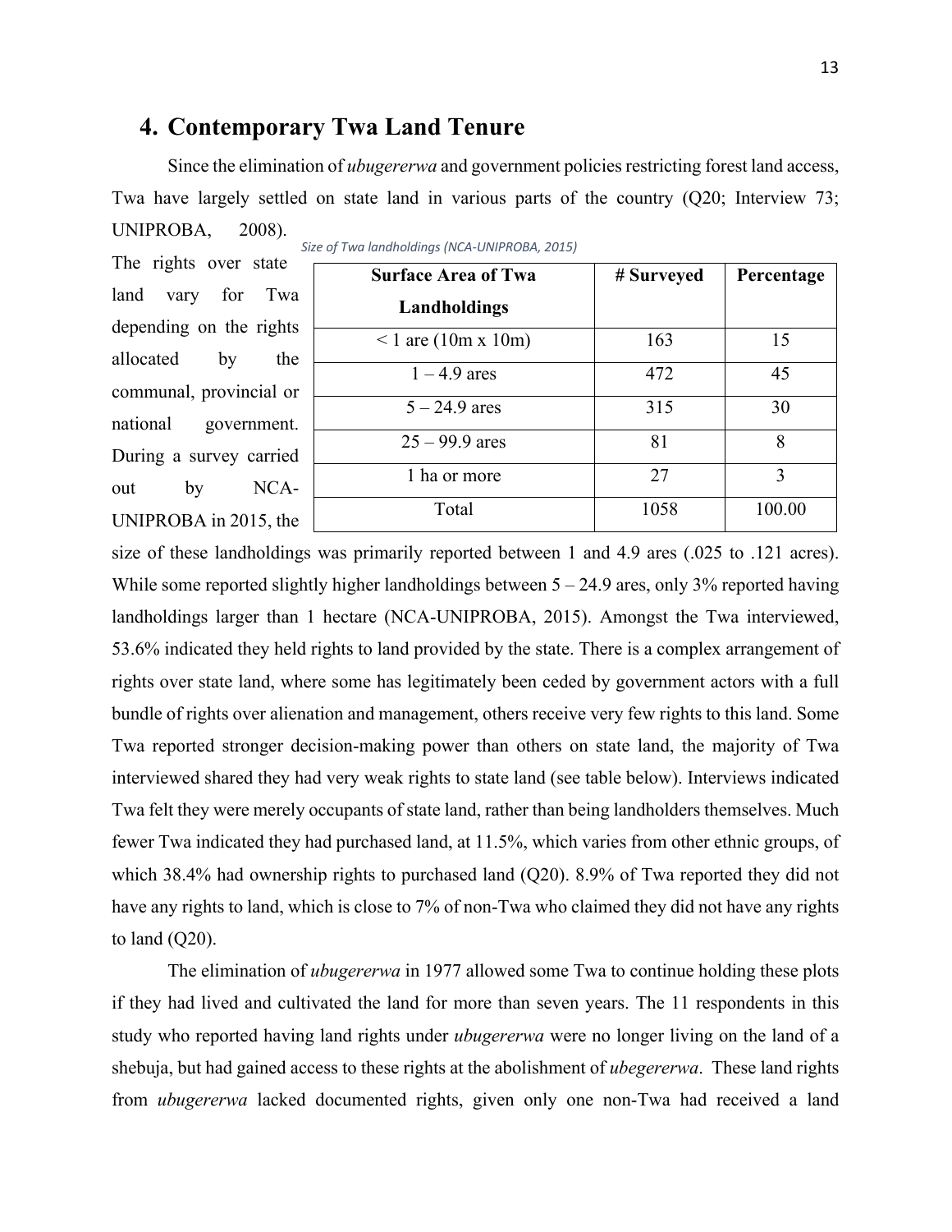## 4. Contemporary Twa Land Tenure

Since the elimination of *ubugererwa* and government policies restricting forest land access, Twa have largely settled on state land in various parts of the country (Q20; Interview 73; UNIPROBA, 2008). The rights over state land vary for Twa depending on the rights allocated by the communal, provincial or national government. During a survey carried out by NCA-UNIPROBA in 2015, the size of these landholdings was primarily reported between 1 and 4.9 ares (.025 to .121 acres). While some reported slightly higher landholdings between 5 – 24.9 ares, only 3% reported having landholdings larger than 1 hectare (NCA-UNIPROBA, 2015). Amongst the Twa interviewed, 53.6% indicated they held rights to land provided by the state. There is a complex arrangement of rights over state land, where some has legitimately been ceded by government actors with a full bundle of rights over alienation and management, others receive very few rights to this land. Some Twa reported stronger decision-making power than others on state land, the majority of Twa interviewed shared they had very weak rights to state land (see table below). Interviews indicated Twa felt they were merely occupants of state land, rather than being landholders themselves. Much fewer Twa indicated they had purchased land, at 11.5%, which varies from other ethnic groups, of which 38.4% had ownership rights to purchased land (Q20). 8.9% of Twa reported they did not have any rights to land, which is close to 7% of non-Twa who claimed they did not have any rights to land (Q20).

*Size of Twa landholdings (NCA-UNIPROBA, 2015)*

| Surface Area of Twa Landholdings | # Surveyed | Percentage |
|---|---|---|
| < 1 are (10m x 10m) | 163 | 15 |
| 1 – 4.9 ares | 472 | 45 |
| 5 – 24.9 ares | 315 | 30 |
| 25 – 99.9 ares | 81 | 8 |
| 1 ha or more | 27 | 3 |
| Total | 1058 | 100.00 |

The elimination of *ubugererwa* in 1977 allowed some Twa to continue holding these plots if they had lived and cultivated the land for more than seven years. The 11 respondents in this study who reported having land rights under *ubugererwa* were no longer living on the land of a shebuja, but had gained access to these rights at the abolishment of *ubegererwa*. These land rights from *ubugererwa* lacked documented rights, given only one non-Twa had received a land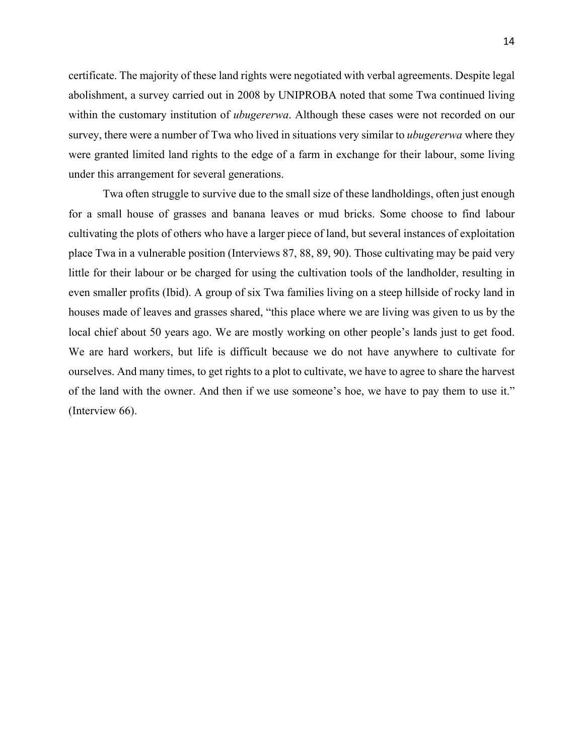certificate. The majority of these land rights were negotiated with verbal agreements. Despite legal abolishment, a survey carried out in 2008 by UNIPROBA noted that some Twa continued living within the customary institution of *ubugererwa*. Although these cases were not recorded on our survey, there were a number of Twa who lived in situations very similar to *ubugererwa* where they were granted limited land rights to the edge of a farm in exchange for their labour, some living under this arrangement for several generations.

Twa often struggle to survive due to the small size of these landholdings, often just enough for a small house of grasses and banana leaves or mud bricks. Some choose to find labour cultivating the plots of others who have a larger piece of land, but several instances of exploitation place Twa in a vulnerable position (Interviews 87, 88, 89, 90). Those cultivating may be paid very little for their labour or be charged for using the cultivation tools of the landholder, resulting in even smaller profits (Ibid). A group of six Twa families living on a steep hillside of rocky land in houses made of leaves and grasses shared, "this place where we are living was given to us by the local chief about 50 years ago. We are mostly working on other people's lands just to get food. We are hard workers, but life is difficult because we do not have anywhere to cultivate for ourselves. And many times, to get rights to a plot to cultivate, we have to agree to share the harvest of the land with the owner. And then if we use someone's hoe, we have to pay them to use it." (Interview 66).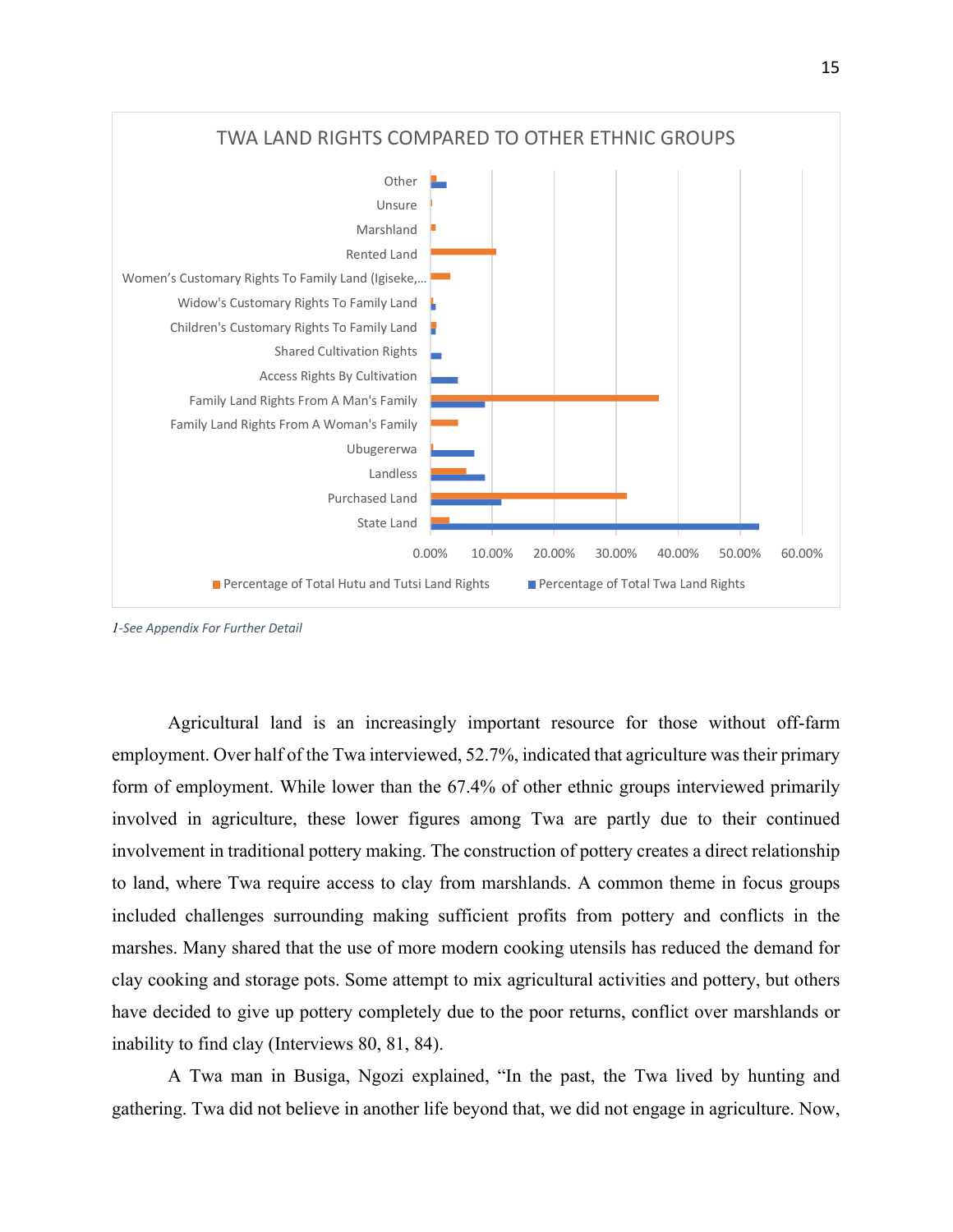TWA LAND RIGHTS COMPARED TO OTHER ETHNIC GROUPS

*1-See Appendix For Further Detail*

Agricultural land is an increasingly important resource for those without off-farm employment. Over half of the Twa interviewed, 52.7%, indicated that agriculture was their primary form of employment. While lower than the 67.4% of other ethnic groups interviewed primarily involved in agriculture, these lower figures among Twa are partly due to their continued involvement in traditional pottery making. The construction of pottery creates a direct relationship to land, where Twa require access to clay from marshlands. A common theme in focus groups included challenges surrounding making sufficient profits from pottery and conflicts in the marshes. Many shared that the use of more modern cooking utensils has reduced the demand for clay cooking and storage pots. Some attempt to mix agricultural activities and pottery, but others have decided to give up pottery completely due to the poor returns, conflict over marshlands or inability to find clay (Interviews 80, 81, 84).

A Twa man in Busiga, Ngozi explained, "In the past, the Twa lived by hunting and gathering. Twa did not believe in another life beyond that, we did not engage in agriculture. Now,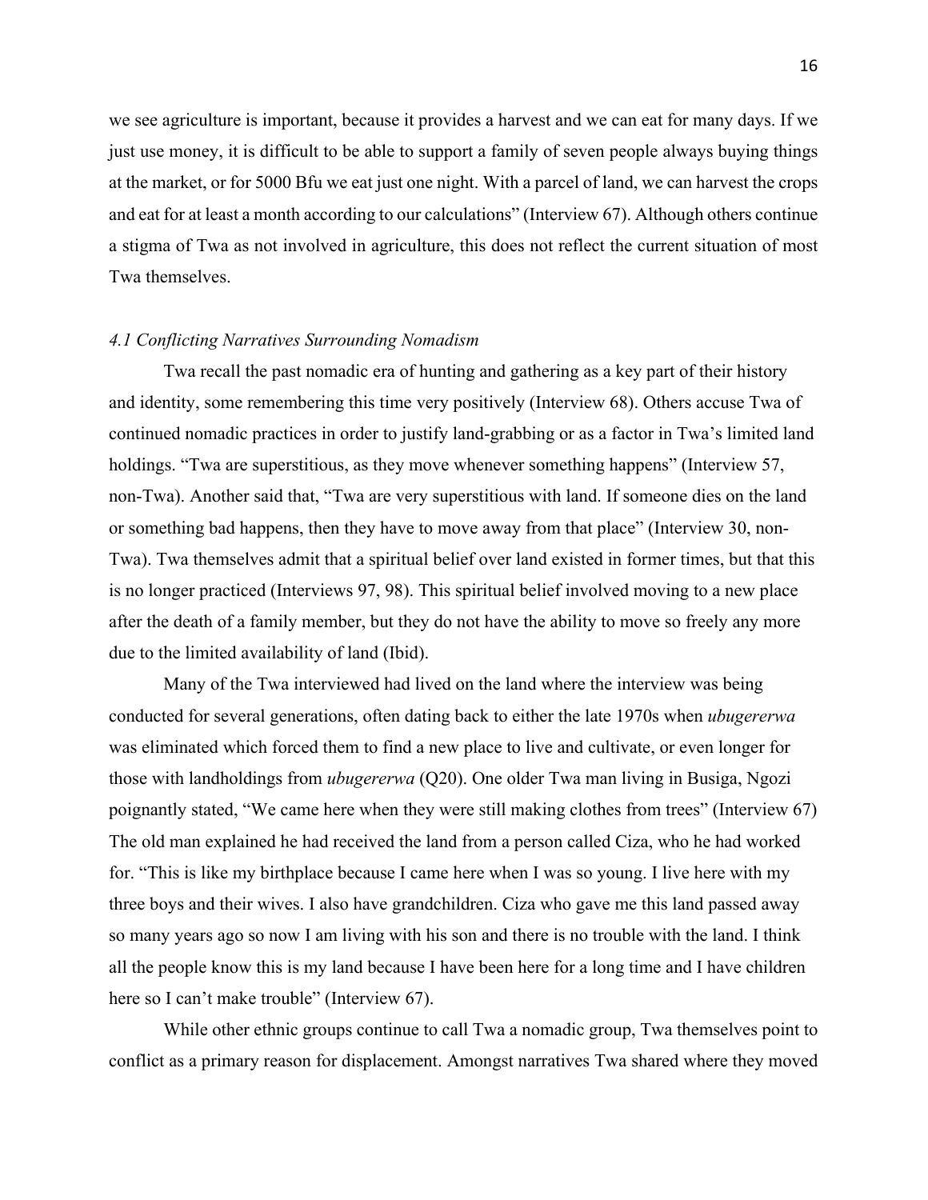we see agriculture is important, because it provides a harvest and we can eat for many days. If we just use money, it is difficult to be able to support a family of seven people always buying things at the market, or for 5000 Bfu we eat just one night. With a parcel of land, we can harvest the crops and eat for at least a month according to our calculations" (Interview 67). Although others continue a stigma of Twa as not involved in agriculture, this does not reflect the current situation of most Twa themselves.

### *4.1 Conflicting Narratives Surrounding Nomadism*

Twa recall the past nomadic era of hunting and gathering as a key part of their history and identity, some remembering this time very positively (Interview 68). Others accuse Twa of continued nomadic practices in order to justify land-grabbing or as a factor in Twa's limited land holdings. "Twa are superstitious, as they move whenever something happens" (Interview 57, non-Twa). Another said that, "Twa are very superstitious with land. If someone dies on the land or something bad happens, then they have to move away from that place" (Interview 30, non-Twa). Twa themselves admit that a spiritual belief over land existed in former times, but that this is no longer practiced (Interviews 97, 98). This spiritual belief involved moving to a new place after the death of a family member, but they do not have the ability to move so freely any more due to the limited availability of land (Ibid).

Many of the Twa interviewed had lived on the land where the interview was being conducted for several generations, often dating back to either the late 1970s when *ubugererwa* was eliminated which forced them to find a new place to live and cultivate, or even longer for those with landholdings from *ubugererwa* (Q20). One older Twa man living in Busiga, Ngozi poignantly stated, "We came here when they were still making clothes from trees" (Interview 67) The old man explained he had received the land from a person called Ciza, who he had worked for. "This is like my birthplace because I came here when I was so young. I live here with my three boys and their wives. I also have grandchildren. Ciza who gave me this land passed away so many years ago so now I am living with his son and there is no trouble with the land. I think all the people know this is my land because I have been here for a long time and I have children here so I can't make trouble" (Interview 67).

While other ethnic groups continue to call Twa a nomadic group, Twa themselves point to conflict as a primary reason for displacement. Amongst narratives Twa shared where they moved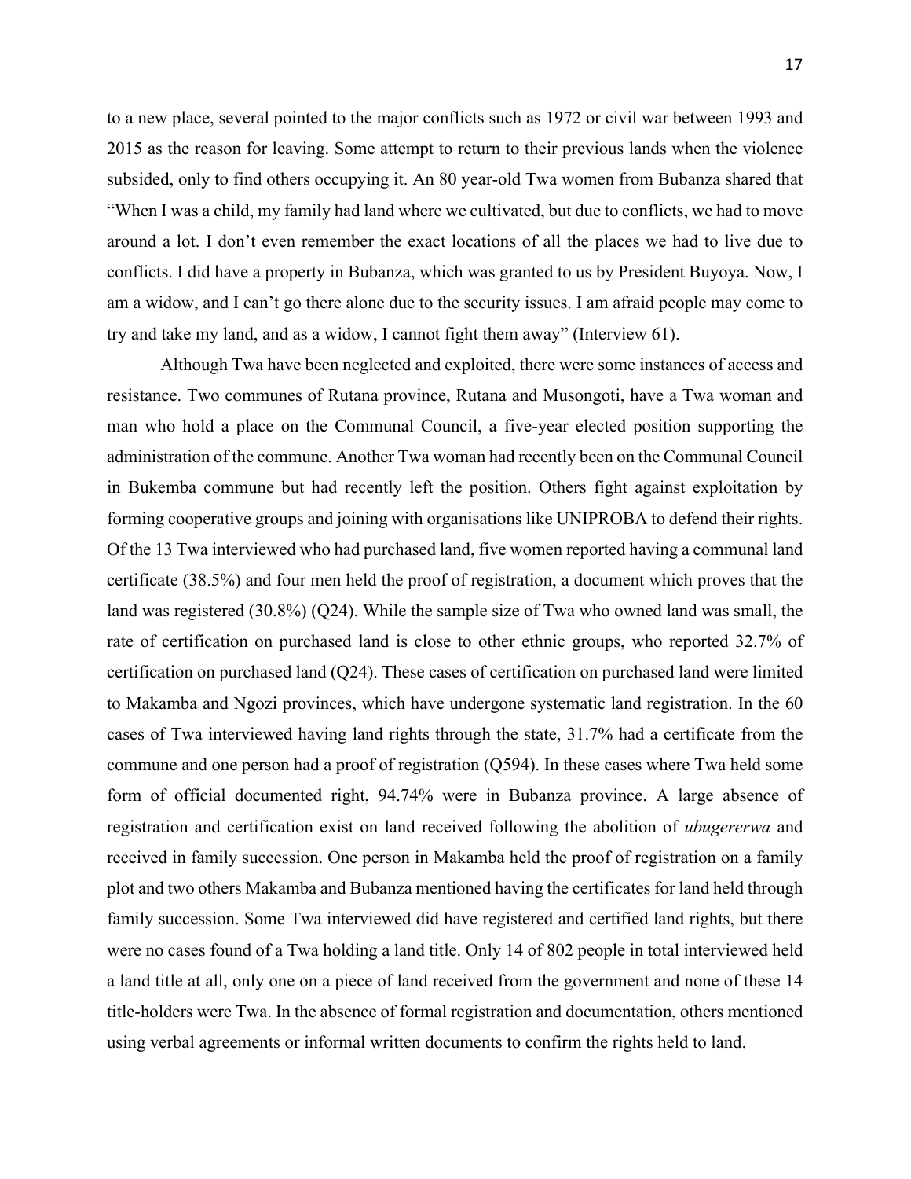to a new place, several pointed to the major conflicts such as 1972 or civil war between 1993 and 2015 as the reason for leaving. Some attempt to return to their previous lands when the violence subsided, only to find others occupying it. An 80 year-old Twa women from Bubanza shared that "When I was a child, my family had land where we cultivated, but due to conflicts, we had to move around a lot. I don't even remember the exact locations of all the places we had to live due to conflicts. I did have a property in Bubanza, which was granted to us by President Buyoya. Now, I am a widow, and I can't go there alone due to the security issues. I am afraid people may come to try and take my land, and as a widow, I cannot fight them away" (Interview 61).

Although Twa have been neglected and exploited, there were some instances of access and resistance. Two communes of Rutana province, Rutana and Musongoti, have a Twa woman and man who hold a place on the Communal Council, a five-year elected position supporting the administration of the commune. Another Twa woman had recently been on the Communal Council in Bukemba commune but had recently left the position. Others fight against exploitation by forming cooperative groups and joining with organisations like UNIPROBA to defend their rights. Of the 13 Twa interviewed who had purchased land, five women reported having a communal land certificate (38.5%) and four men held the proof of registration, a document which proves that the land was registered (30.8%) (Q24). While the sample size of Twa who owned land was small, the rate of certification on purchased land is close to other ethnic groups, who reported 32.7% of certification on purchased land (Q24). These cases of certification on purchased land were limited to Makamba and Ngozi provinces, which have undergone systematic land registration. In the 60 cases of Twa interviewed having land rights through the state, 31.7% had a certificate from the commune and one person had a proof of registration (Q594). In these cases where Twa held some form of official documented right, 94.74% were in Bubanza province. A large absence of registration and certification exist on land received following the abolition of *ubugererwa* and received in family succession. One person in Makamba held the proof of registration on a family plot and two others Makamba and Bubanza mentioned having the certificates for land held through family succession. Some Twa interviewed did have registered and certified land rights, but there were no cases found of a Twa holding a land title. Only 14 of 802 people in total interviewed held a land title at all, only one on a piece of land received from the government and none of these 14 title-holders were Twa. In the absence of formal registration and documentation, others mentioned using verbal agreements or informal written documents to confirm the rights held to land.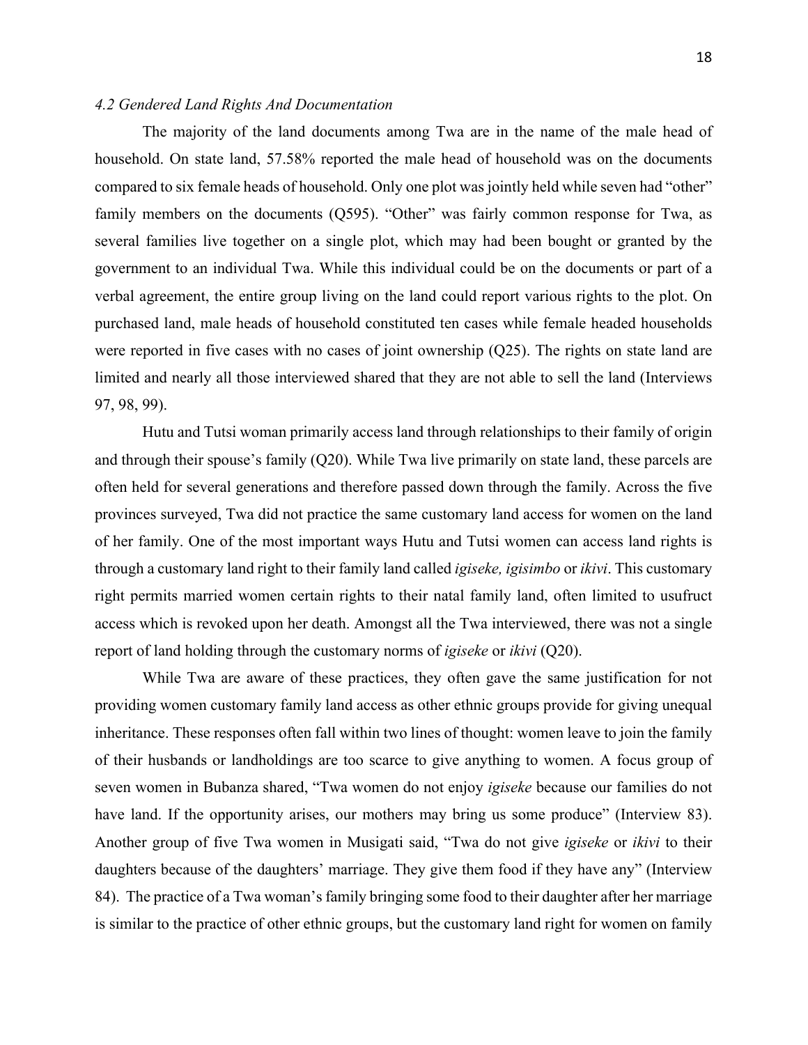### *4.2 Gendered Land Rights And Documentation*

The majority of the land documents among Twa are in the name of the male head of household. On state land, 57.58% reported the male head of household was on the documents compared to six female heads of household. Only one plot was jointly held while seven had "other" family members on the documents (Q595). "Other" was fairly common response for Twa, as several families live together on a single plot, which may had been bought or granted by the government to an individual Twa. While this individual could be on the documents or part of a verbal agreement, the entire group living on the land could report various rights to the plot. On purchased land, male heads of household constituted ten cases while female headed households were reported in five cases with no cases of joint ownership (Q25). The rights on state land are limited and nearly all those interviewed shared that they are not able to sell the land (Interviews 97, 98, 99).

Hutu and Tutsi woman primarily access land through relationships to their family of origin and through their spouse's family (Q20). While Twa live primarily on state land, these parcels are often held for several generations and therefore passed down through the family. Across the five provinces surveyed, Twa did not practice the same customary land access for women on the land of her family. One of the most important ways Hutu and Tutsi women can access land rights is through a customary land right to their family land called *igiseke, igisimbo* or *ikivi*. This customary right permits married women certain rights to their natal family land, often limited to usufruct access which is revoked upon her death. Amongst all the Twa interviewed, there was not a single report of land holding through the customary norms of *igiseke* or *ikivi* (Q20).

While Twa are aware of these practices, they often gave the same justification for not providing women customary family land access as other ethnic groups provide for giving unequal inheritance. These responses often fall within two lines of thought: women leave to join the family of their husbands or landholdings are too scarce to give anything to women. A focus group of seven women in Bubanza shared, "Twa women do not enjoy *igiseke* because our families do not have land. If the opportunity arises, our mothers may bring us some produce" (Interview 83). Another group of five Twa women in Musigati said, "Twa do not give *igiseke* or *ikivi* to their daughters because of the daughters' marriage. They give them food if they have any" (Interview 84). The practice of a Twa woman's family bringing some food to their daughter after her marriage is similar to the practice of other ethnic groups, but the customary land right for women on family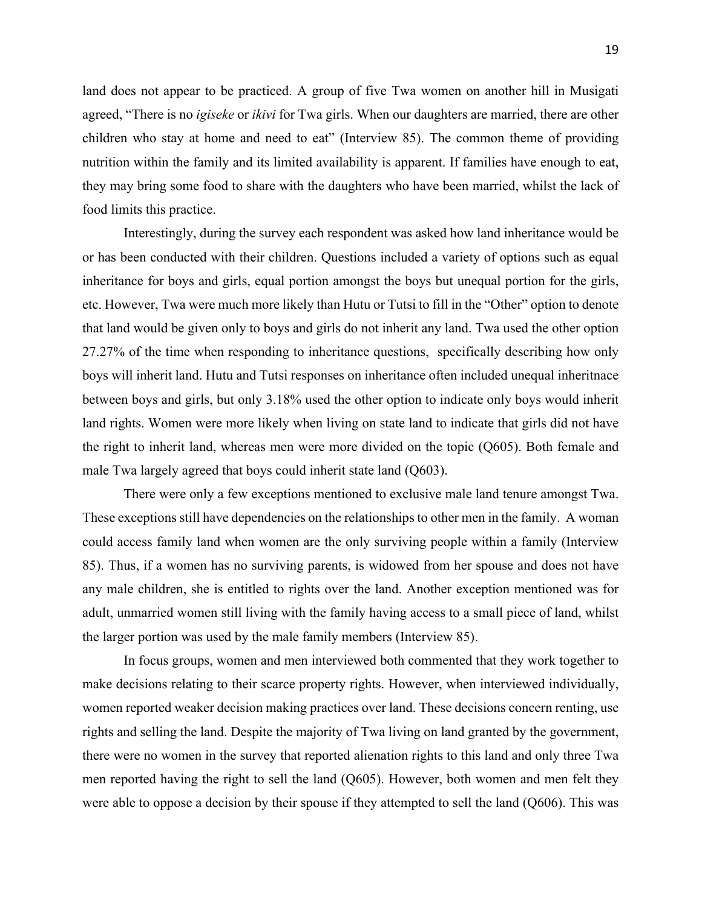land does not appear to be practiced. A group of five Twa women on another hill in Musigati agreed, "There is no *igiseke* or *ikivi* for Twa girls. When our daughters are married, there are other children who stay at home and need to eat" (Interview 85). The common theme of providing nutrition within the family and its limited availability is apparent. If families have enough to eat, they may bring some food to share with the daughters who have been married, whilst the lack of food limits this practice.

Interestingly, during the survey each respondent was asked how land inheritance would be or has been conducted with their children. Questions included a variety of options such as equal inheritance for boys and girls, equal portion amongst the boys but unequal portion for the girls, etc. However, Twa were much more likely than Hutu or Tutsi to fill in the "Other" option to denote that land would be given only to boys and girls do not inherit any land. Twa used the other option 27.27% of the time when responding to inheritance questions, specifically describing how only boys will inherit land. Hutu and Tutsi responses on inheritance often included unequal inheritnace between boys and girls, but only 3.18% used the other option to indicate only boys would inherit land rights. Women were more likely when living on state land to indicate that girls did not have the right to inherit land, whereas men were more divided on the topic (Q605). Both female and male Twa largely agreed that boys could inherit state land (Q603).

There were only a few exceptions mentioned to exclusive male land tenure amongst Twa. These exceptions still have dependencies on the relationships to other men in the family. A woman could access family land when women are the only surviving people within a family (Interview 85). Thus, if a women has no surviving parents, is widowed from her spouse and does not have any male children, she is entitled to rights over the land. Another exception mentioned was for adult, unmarried women still living with the family having access to a small piece of land, whilst the larger portion was used by the male family members (Interview 85).

In focus groups, women and men interviewed both commented that they work together to make decisions relating to their scarce property rights. However, when interviewed individually, women reported weaker decision making practices over land. These decisions concern renting, use rights and selling the land. Despite the majority of Twa living on land granted by the government, there were no women in the survey that reported alienation rights to this land and only three Twa men reported having the right to sell the land (Q605). However, both women and men felt they were able to oppose a decision by their spouse if they attempted to sell the land (Q606). This was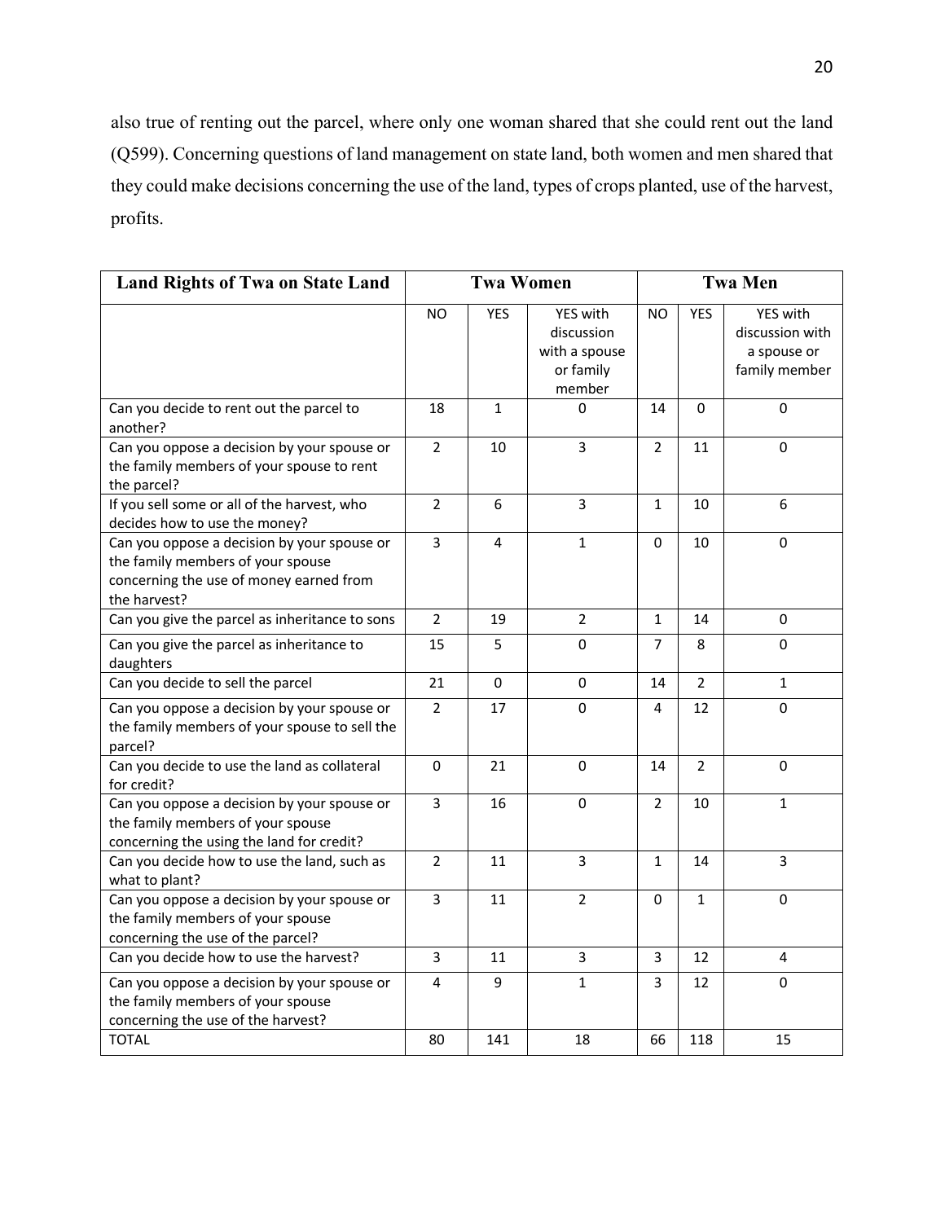also true of renting out the parcel, where only one woman shared that she could rent out the land (Q599). Concerning questions of land management on state land, both women and men shared that they could make decisions concerning the use of the land, types of crops planted, use of the harvest, profits.

| Land Rights of Twa on State Land | Twa Women | | | Twa Men | | |
|---|---|---|---|---|---|---|
| | NO | YES | YES with discussion with a spouse or family member | NO | YES | YES with discussion with a spouse or family member |
| Can you decide to rent out the parcel to another? | 18 | 1 | 0 | 14 | 0 | 0 |
| Can you oppose a decision by your spouse or the family members of your spouse to rent the parcel? | 2 | 10 | 3 | 2 | 11 | 0 |
| If you sell some or all of the harvest, who decides how to use the money? | 2 | 6 | 3 | 1 | 10 | 6 |
| Can you oppose a decision by your spouse or the family members of your spouse concerning the use of money earned from the harvest? | 3 | 4 | 1 | 0 | 10 | 0 |
| Can you give the parcel as inheritance to sons | 2 | 19 | 2 | 1 | 14 | 0 |
| Can you give the parcel as inheritance to daughters | 15 | 5 | 0 | 7 | 8 | 0 |
| Can you decide to sell the parcel | 21 | 0 | 0 | 14 | 2 | 1 |
| Can you oppose a decision by your spouse or the family members of your spouse to sell the parcel? | 2 | 17 | 0 | 4 | 12 | 0 |
| Can you decide to use the land as collateral for credit? | 0 | 21 | 0 | 14 | 2 | 0 |
| Can you oppose a decision by your spouse or the family members of your spouse concerning the using the land for credit? | 3 | 16 | 0 | 2 | 10 | 1 |
| Can you decide how to use the land, such as what to plant? | 2 | 11 | 3 | 1 | 14 | 3 |
| Can you oppose a decision by your spouse or the family members of your spouse concerning the use of the parcel? | 3 | 11 | 2 | 0 | 1 | 0 |
| Can you decide how to use the harvest? | 3 | 11 | 3 | 3 | 12 | 4 |
| Can you oppose a decision by your spouse or the family members of your spouse concerning the use of the harvest? | 4 | 9 | 1 | 3 | 12 | 0 |
| TOTAL | 80 | 141 | 18 | 66 | 118 | 15 |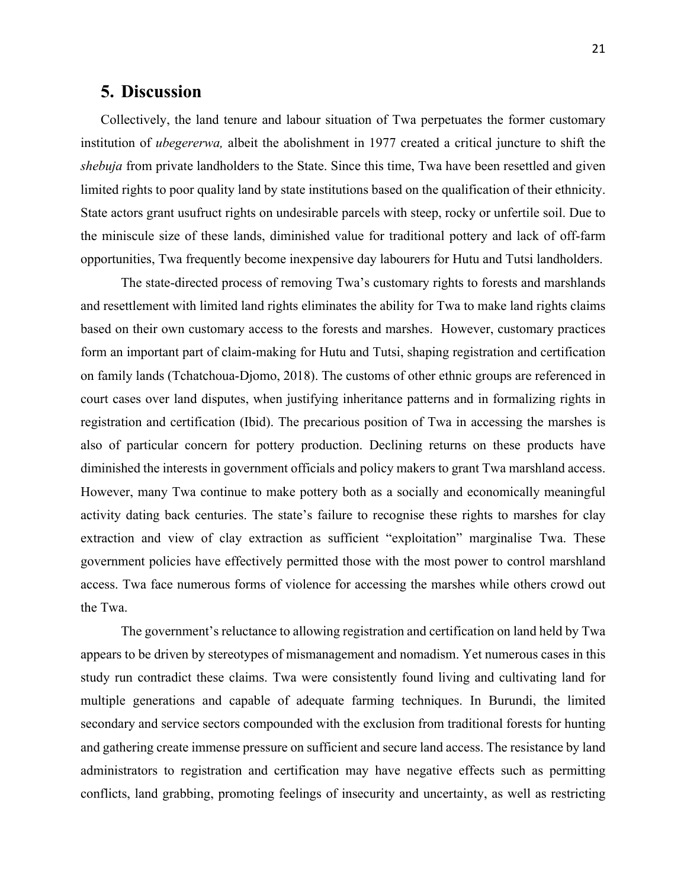# 5. Discussion

Collectively, the land tenure and labour situation of Twa perpetuates the former customary institution of *ubegererwa,* albeit the abolishment in 1977 created a critical juncture to shift the *shebuja* from private landholders to the State. Since this time, Twa have been resettled and given limited rights to poor quality land by state institutions based on the qualification of their ethnicity. State actors grant usufruct rights on undesirable parcels with steep, rocky or unfertile soil. Due to the miniscule size of these lands, diminished value for traditional pottery and lack of off-farm opportunities, Twa frequently become inexpensive day labourers for Hutu and Tutsi landholders.

The state-directed process of removing Twa's customary rights to forests and marshlands and resettlement with limited land rights eliminates the ability for Twa to make land rights claims based on their own customary access to the forests and marshes. However, customary practices form an important part of claim-making for Hutu and Tutsi, shaping registration and certification on family lands (Tchatchoua-Djomo, 2018). The customs of other ethnic groups are referenced in court cases over land disputes, when justifying inheritance patterns and in formalizing rights in registration and certification (Ibid). The precarious position of Twa in accessing the marshes is also of particular concern for pottery production. Declining returns on these products have diminished the interests in government officials and policy makers to grant Twa marshland access. However, many Twa continue to make pottery both as a socially and economically meaningful activity dating back centuries. The state's failure to recognise these rights to marshes for clay extraction and view of clay extraction as sufficient "exploitation" marginalise Twa. These government policies have effectively permitted those with the most power to control marshland access. Twa face numerous forms of violence for accessing the marshes while others crowd out the Twa.

The government's reluctance to allowing registration and certification on land held by Twa appears to be driven by stereotypes of mismanagement and nomadism. Yet numerous cases in this study run contradict these claims. Twa were consistently found living and cultivating land for multiple generations and capable of adequate farming techniques. In Burundi, the limited secondary and service sectors compounded with the exclusion from traditional forests for hunting and gathering create immense pressure on sufficient and secure land access. The resistance by land administrators to registration and certification may have negative effects such as permitting conflicts, land grabbing, promoting feelings of insecurity and uncertainty, as well as restricting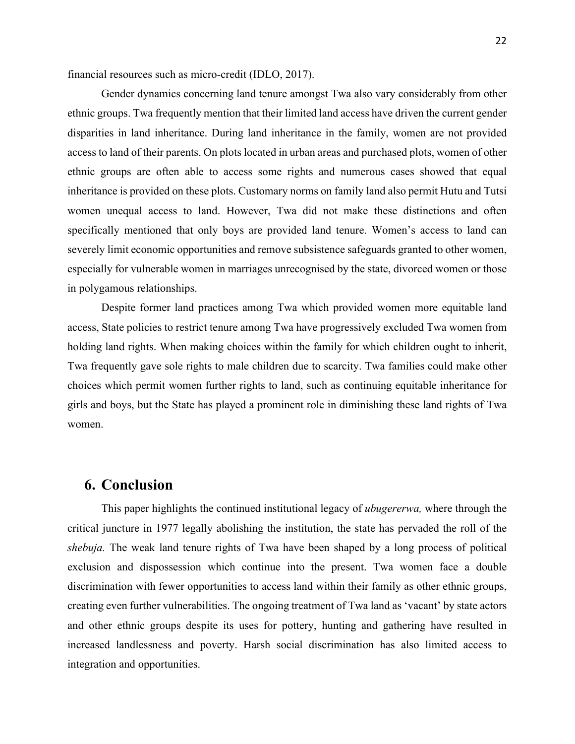financial resources such as micro-credit (IDLO, 2017).

Gender dynamics concerning land tenure amongst Twa also vary considerably from other ethnic groups. Twa frequently mention that their limited land access have driven the current gender disparities in land inheritance. During land inheritance in the family, women are not provided access to land of their parents. On plots located in urban areas and purchased plots, women of other ethnic groups are often able to access some rights and numerous cases showed that equal inheritance is provided on these plots. Customary norms on family land also permit Hutu and Tutsi women unequal access to land. However, Twa did not make these distinctions and often specifically mentioned that only boys are provided land tenure. Women's access to land can severely limit economic opportunities and remove subsistence safeguards granted to other women, especially for vulnerable women in marriages unrecognised by the state, divorced women or those in polygamous relationships.

Despite former land practices among Twa which provided women more equitable land access, State policies to restrict tenure among Twa have progressively excluded Twa women from holding land rights. When making choices within the family for which children ought to inherit, Twa frequently gave sole rights to male children due to scarcity. Twa families could make other choices which permit women further rights to land, such as continuing equitable inheritance for girls and boys, but the State has played a prominent role in diminishing these land rights of Twa women.

## 6. Conclusion

This paper highlights the continued institutional legacy of *ubugererwa,* where through the critical juncture in 1977 legally abolishing the institution, the state has pervaded the roll of the *shebuja.* The weak land tenure rights of Twa have been shaped by a long process of political exclusion and dispossession which continue into the present. Twa women face a double discrimination with fewer opportunities to access land within their family as other ethnic groups, creating even further vulnerabilities. The ongoing treatment of Twa land as 'vacant' by state actors and other ethnic groups despite its uses for pottery, hunting and gathering have resulted in increased landlessness and poverty. Harsh social discrimination has also limited access to integration and opportunities.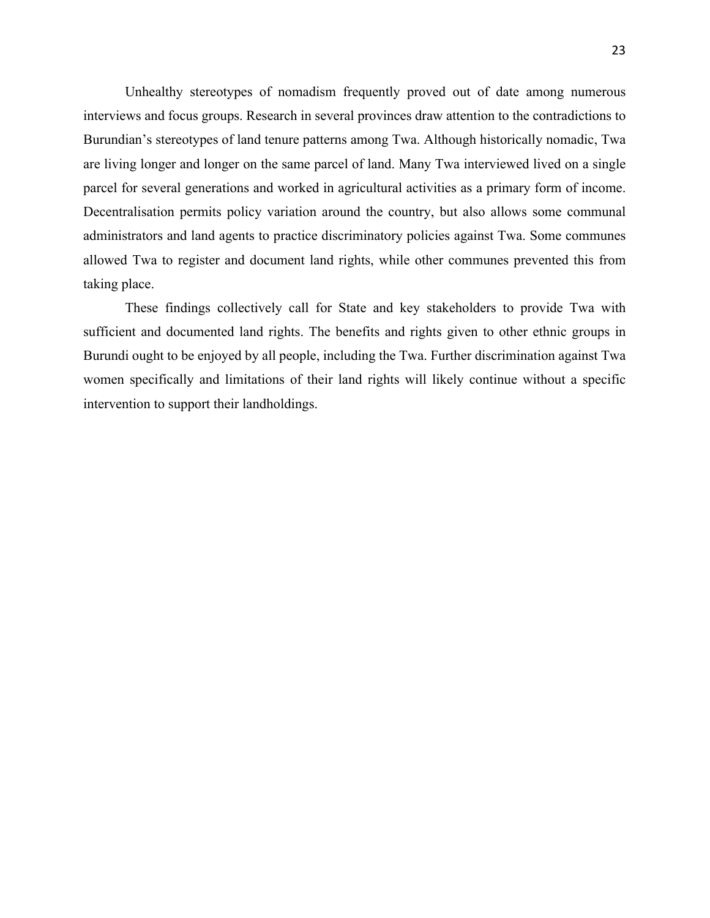Unhealthy stereotypes of nomadism frequently proved out of date among numerous interviews and focus groups. Research in several provinces draw attention to the contradictions to Burundian's stereotypes of land tenure patterns among Twa. Although historically nomadic, Twa are living longer and longer on the same parcel of land. Many Twa interviewed lived on a single parcel for several generations and worked in agricultural activities as a primary form of income. Decentralisation permits policy variation around the country, but also allows some communal administrators and land agents to practice discriminatory policies against Twa. Some communes allowed Twa to register and document land rights, while other communes prevented this from taking place.

These findings collectively call for State and key stakeholders to provide Twa with sufficient and documented land rights. The benefits and rights given to other ethnic groups in Burundi ought to be enjoyed by all people, including the Twa. Further discrimination against Twa women specifically and limitations of their land rights will likely continue without a specific intervention to support their landholdings.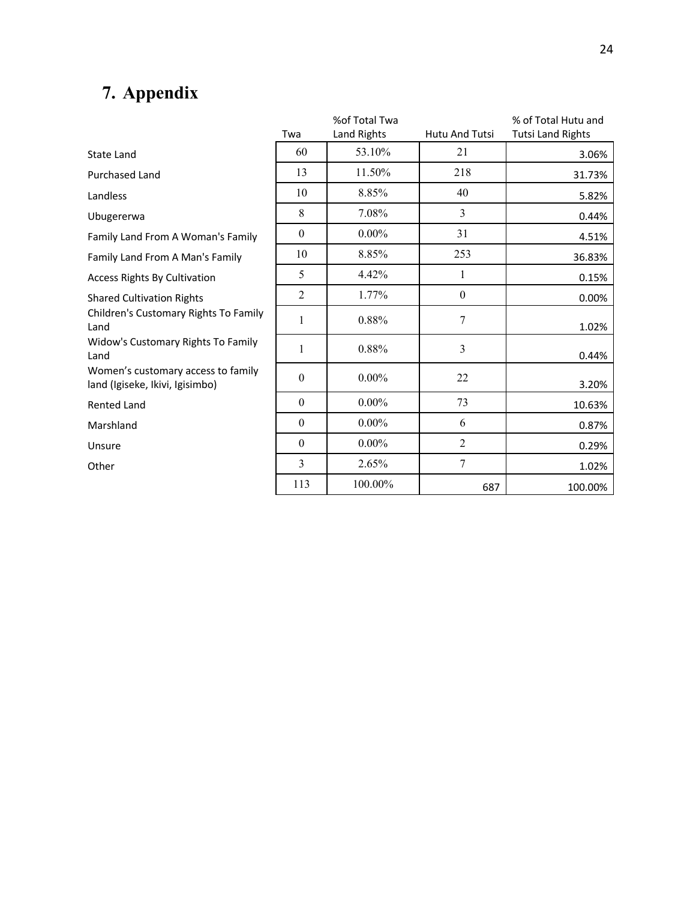# 7. Appendix

| | Twa | %of Total Twa Land Rights | Hutu And Tutsi | % of Total Hutu and Tutsi Land Rights |
|---|---|---|---|---|
| State Land | 60 | 53.10% | 21 | 3.06% |
| Purchased Land | 13 | 11.50% | 218 | 31.73% |
| Landless | 10 | 8.85% | 40 | 5.82% |
| Ubugererwa | 8 | 7.08% | 3 | 0.44% |
| Family Land From A Woman's Family | 0 | 0.00% | 31 | 4.51% |
| Family Land From A Man's Family | 10 | 8.85% | 253 | 36.83% |
| Access Rights By Cultivation | 5 | 4.42% | 1 | 0.15% |
| Shared Cultivation Rights | 2 | 1.77% | 0 | 0.00% |
| Children's Customary Rights To Family Land | 1 | 0.88% | 7 | 1.02% |
| Widow's Customary Rights To Family Land | 1 | 0.88% | 3 | 0.44% |
| Women's customary access to family land (Igiseke, Ikivi, Igisimbo) | 0 | 0.00% | 22 | 3.20% |
| Rented Land | 0 | 0.00% | 73 | 10.63% |
| Marshland | 0 | 0.00% | 6 | 0.87% |
| Unsure | 0 | 0.00% | 2 | 0.29% |
| Other | 3 | 2.65% | 7 | 1.02% |
| | 113 | 100.00% | 687 | 100.00% |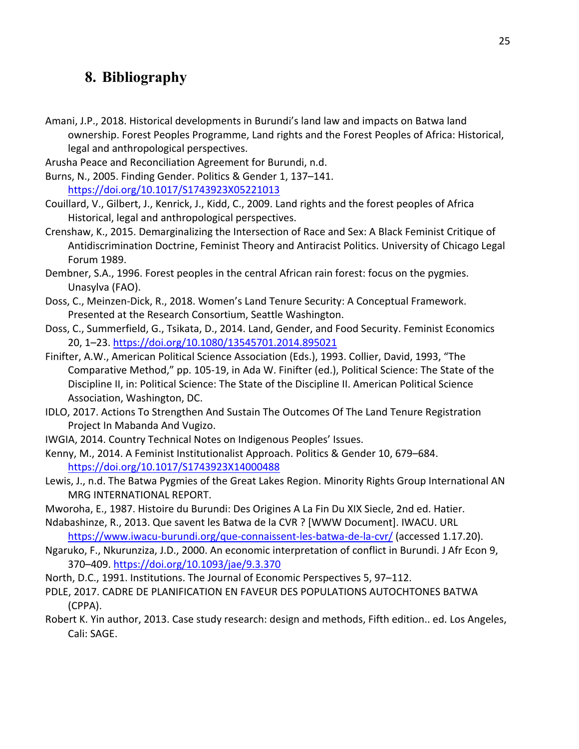# 8. Bibliography

Amani, J.P., 2018. Historical developments in Burundi's land law and impacts on Batwa land ownership. Forest Peoples Programme, Land rights and the Forest Peoples of Africa: Historical, legal and anthropological perspectives.

Arusha Peace and Reconciliation Agreement for Burundi, n.d.

Burns, N., 2005. Finding Gender. Politics & Gender 1, 137–141. https://doi.org/10.1017/S1743923X05221013

Couillard, V., Gilbert, J., Kenrick, J., Kidd, C., 2009. Land rights and the forest peoples of Africa Historical, legal and anthropological perspectives.

Crenshaw, K., 2015. Demarginalizing the Intersection of Race and Sex: A Black Feminist Critique of Antidiscrimination Doctrine, Feminist Theory and Antiracist Politics. University of Chicago Legal Forum 1989.

Dembner, S.A., 1996. Forest peoples in the central African rain forest: focus on the pygmies. Unasylva (FAO).

Doss, C., Meinzen-Dick, R., 2018. Women's Land Tenure Security: A Conceptual Framework. Presented at the Research Consortium, Seattle Washington.

Doss, C., Summerfield, G., Tsikata, D., 2014. Land, Gender, and Food Security. Feminist Economics 20, 1–23. https://doi.org/10.1080/13545701.2014.895021

Finifter, A.W., American Political Science Association (Eds.), 1993. Collier, David, 1993, "The Comparative Method," pp. 105-19, in Ada W. Finifter (ed.), Political Science: The State of the Discipline II, in: Political Science: The State of the Discipline II. American Political Science Association, Washington, DC.

IDLO, 2017. Actions To Strengthen And Sustain The Outcomes Of The Land Tenure Registration Project In Mabanda And Vugizo.

IWGIA, 2014. Country Technical Notes on Indigenous Peoples' Issues.

Kenny, M., 2014. A Feminist Institutionalist Approach. Politics & Gender 10, 679–684. https://doi.org/10.1017/S1743923X14000488

Lewis, J., n.d. The Batwa Pygmies of the Great Lakes Region. Minority Rights Group International AN MRG INTERNATIONAL REPORT.

Mworoha, E., 1987. Histoire du Burundi: Des Origines A La Fin Du XIX Siecle, 2nd ed. Hatier.

Ndabashinze, R., 2013. Que savent les Batwa de la CVR ? [WWW Document]. IWACU. URL https://www.iwacu-burundi.org/que-connaissent-les-batwa-de-la-cvr/ (accessed 1.17.20).

Ngaruko, F., Nkurunziza, J.D., 2000. An economic interpretation of conflict in Burundi. J Afr Econ 9, 370–409. https://doi.org/10.1093/jae/9.3.370

North, D.C., 1991. Institutions. The Journal of Economic Perspectives 5, 97–112.

PDLE, 2017. CADRE DE PLANIFICATION EN FAVEUR DES POPULATIONS AUTOCHTONES BATWA (CPPA).

Robert K. Yin author, 2013. Case study research: design and methods, Fifth edition.. ed. Los Angeles, Cali: SAGE.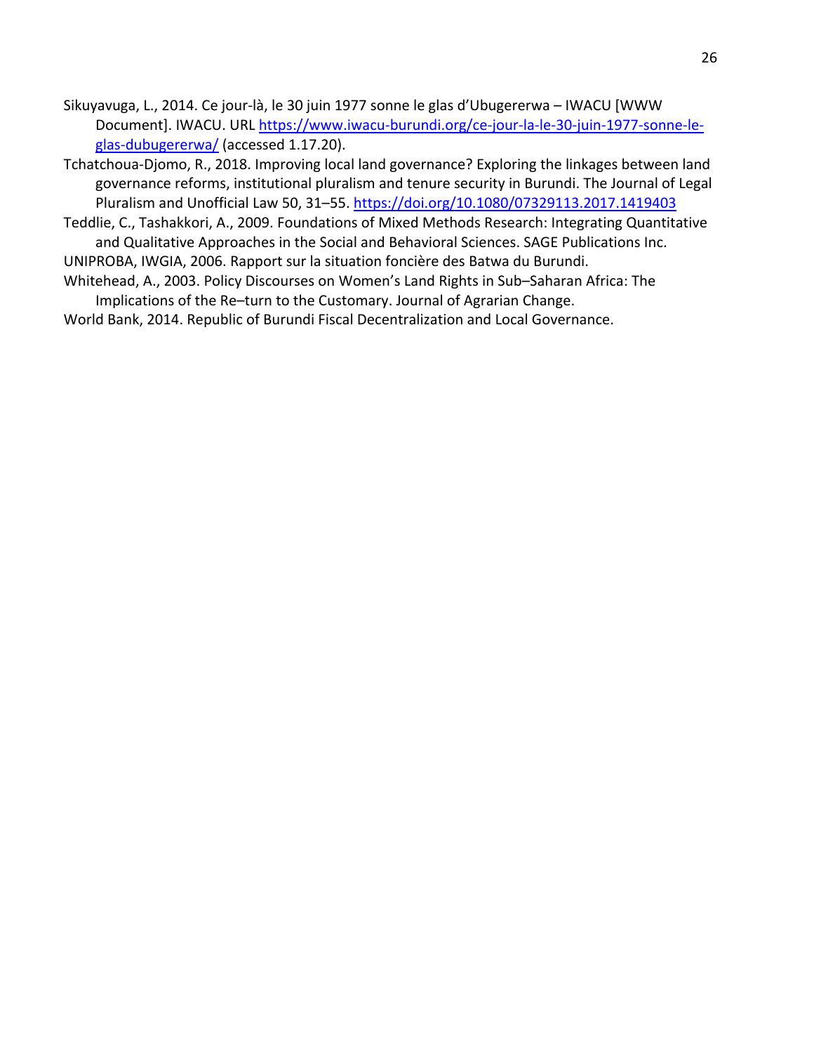Sikuyavuga, L., 2014. Ce jour-là, le 30 juin 1977 sonne le glas d'Ubugererwa – IWACU [WWW Document]. IWACU. URL https://www.iwacu-burundi.org/ce-jour-la-le-30-juin-1977-sonne-le-glas-dubugererwa/ (accessed 1.17.20).

Tchatchoua-Djomo, R., 2018. Improving local land governance? Exploring the linkages between land governance reforms, institutional pluralism and tenure security in Burundi. The Journal of Legal Pluralism and Unofficial Law 50, 31–55. https://doi.org/10.1080/07329113.2017.1419403

Teddlie, C., Tashakkori, A., 2009. Foundations of Mixed Methods Research: Integrating Quantitative and Qualitative Approaches in the Social and Behavioral Sciences. SAGE Publications Inc.

UNIPROBA, IWGIA, 2006. Rapport sur la situation foncière des Batwa du Burundi.

Whitehead, A., 2003. Policy Discourses on Women's Land Rights in Sub–Saharan Africa: The Implications of the Re–turn to the Customary. Journal of Agrarian Change.

World Bank, 2014. Republic of Burundi Fiscal Decentralization and Local Governance.